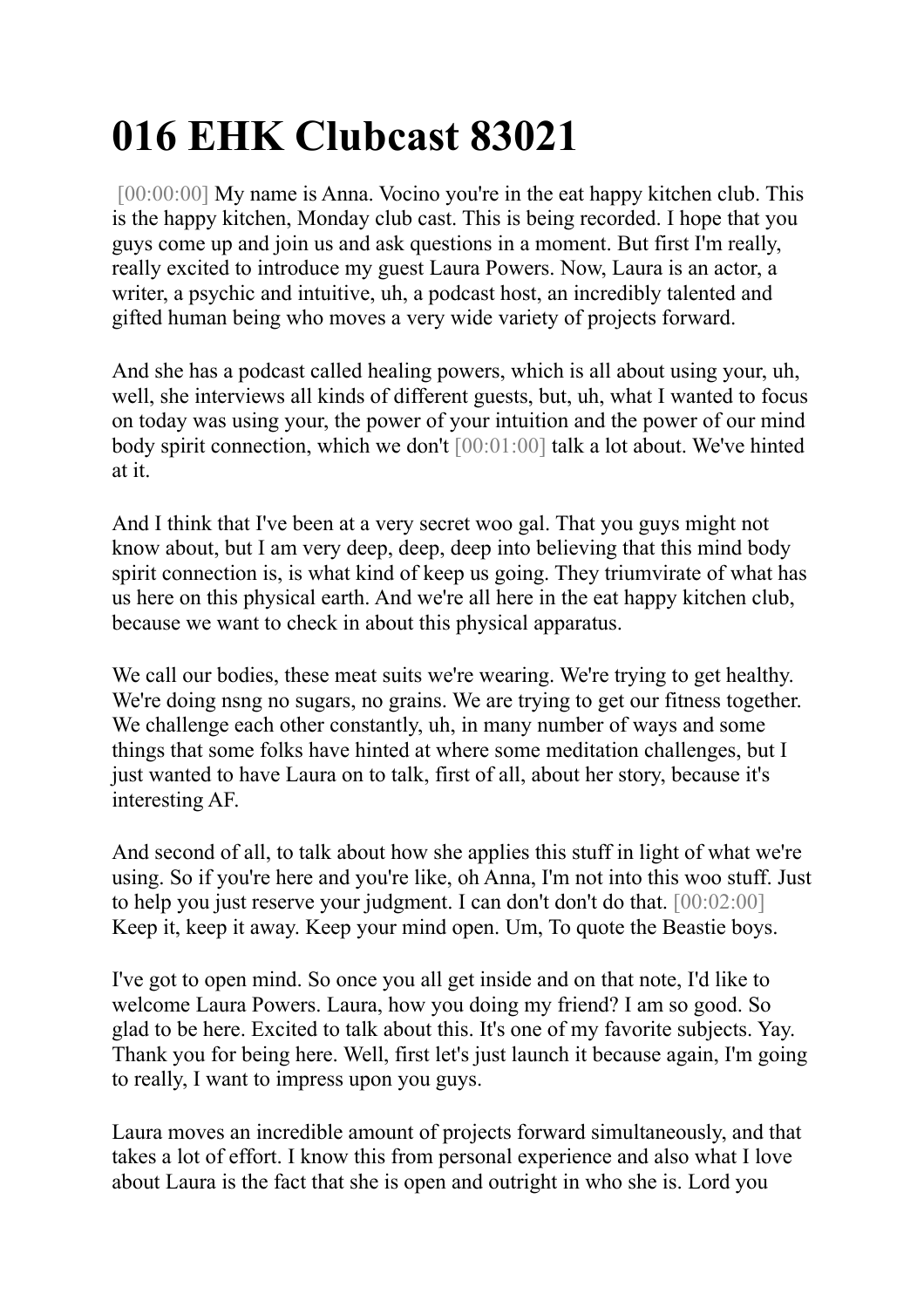# 016 EHK Clubcast 83021

[00:00:00] My name is Anna. Vocino you're in the eat happy kitchen club. This is the happy kitchen, Monday club cast. This is being recorded. I hope that you guys come up and join us and ask questions in a moment. But first I'm really, really excited to introduce my guest Laura Powers. Now, Laura is an actor, a writer, a psychic and intuitive, uh, a podcast host, an incredibly talented and gifted human being who moves a very wide variety of projects forward.

And she has a podcast called healing powers, which is all about using your, uh, well, she interviews all kinds of different guests, but, uh, what I wanted to focus on today was using your, the power of your intuition and the power of our mind body spirit connection, which we don't [00:01:00] talk a lot about. We've hinted at it.

And I think that I've been at a very secret woo gal. That you guys might not know about, but I am very deep, deep, deep into believing that this mind body spirit connection is, is what kind of keep us going. They triumvirate of what has us here on this physical earth. And we're all here in the eat happy kitchen club, because we want to check in about this physical apparatus.

We call our bodies, these meat suits we're wearing. We're trying to get healthy. We're doing nsng no sugars, no grains. We are trying to get our fitness together. We challenge each other constantly, uh, in many number of ways and some things that some folks have hinted at where some meditation challenges, but I just wanted to have Laura on to talk, first of all, about her story, because it's interesting AF.

And second of all, to talk about how she applies this stuff in light of what we're using. So if you're here and you're like, oh Anna, I'm not into this woo stuff. Just to help you just reserve your judgment. I can don't don't do that. [00:02:00] Keep it, keep it away. Keep your mind open. Um, To quote the Beastie boys.

I've got to open mind. So once you all get inside and on that note, I'd like to welcome Laura Powers. Laura, how you doing my friend? I am so good. So glad to be here. Excited to talk about this. It's one of my favorite subjects. Yay. Thank you for being here. Well, first let's just launch it because again, I'm going to really, I want to impress upon you guys.

Laura moves an incredible amount of projects forward simultaneously, and that takes a lot of effort. I know this from personal experience and also what I love about Laura is the fact that she is open and outright in who she is. Lord you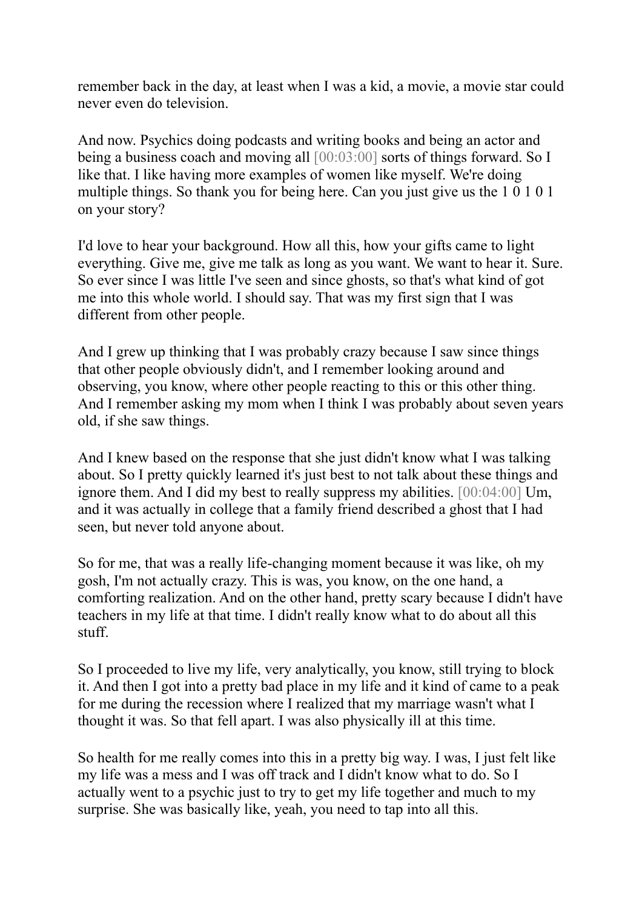remember back in the day, at least when I was a kid, a movie, a movie star could never even do television.

And now. Psychics doing podcasts and writing books and being an actor and being a business coach and moving all [00:03:00] sorts of things forward. So I like that. I like having more examples of women like myself. We're doing multiple things. So thank you for being here. Can you just give us the 1 0 1 0 1 on your story?

I'd love to hear your background. How all this, how your gifts came to light everything. Give me, give me talk as long as you want. We want to hear it. Sure. So ever since I was little I've seen and since ghosts, so that's what kind of got me into this whole world. I should say. That was my first sign that I was different from other people.

And I grew up thinking that I was probably crazy because I saw since things that other people obviously didn't, and I remember looking around and observing, you know, where other people reacting to this or this other thing. And I remember asking my mom when I think I was probably about seven years old, if she saw things.

And I knew based on the response that she just didn't know what I was talking about. So I pretty quickly learned it's just best to not talk about these things and ignore them. And I did my best to really suppress my abilities. [00:04:00] Um, and it was actually in college that a family friend described a ghost that I had seen, but never told anyone about.

So for me, that was a really life-changing moment because it was like, oh my gosh, I'm not actually crazy. This is was, you know, on the one hand, a comforting realization. And on the other hand, pretty scary because I didn't have teachers in my life at that time. I didn't really know what to do about all this stuff.

So I proceeded to live my life, very analytically, you know, still trying to block it. And then I got into a pretty bad place in my life and it kind of came to a peak for me during the recession where I realized that my marriage wasn't what I thought it was. So that fell apart. I was also physically ill at this time.

So health for me really comes into this in a pretty big way. I was, I just felt like my life was a mess and I was off track and I didn't know what to do. So I actually went to a psychic just to try to get my life together and much to my surprise. She was basically like, yeah, you need to tap into all this.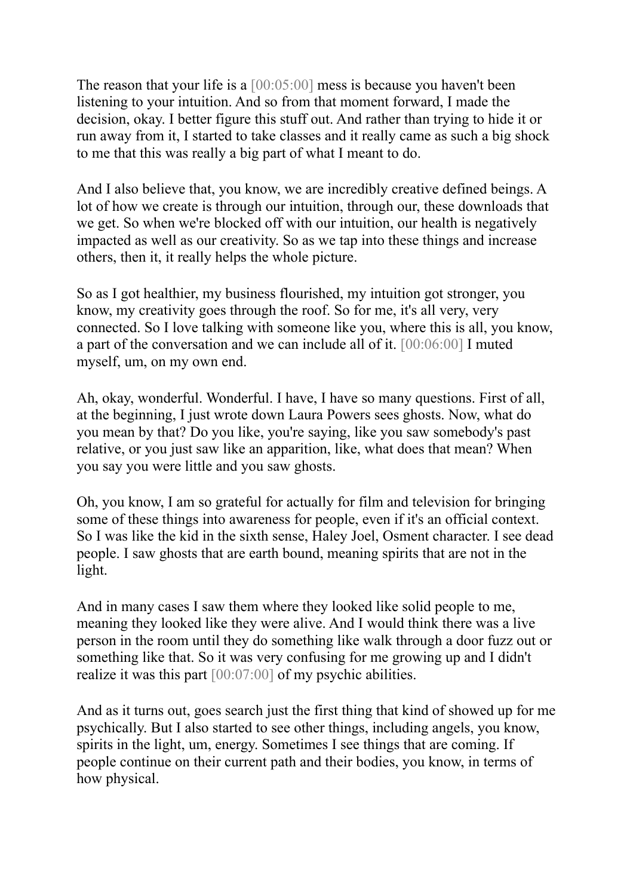The reason that your life is a [00:05:00] mess is because you haven't been listening to your intuition. And so from that moment forward, I made the decision, okay. I better figure this stuff out. And rather than trying to hide it or run away from it, I started to take classes and it really came as such a big shock to me that this was really a big part of what I meant to do.

And I also believe that, you know, we are incredibly creative defined beings. A lot of how we create is through our intuition, through our, these downloads that we get. So when we're blocked off with our intuition, our health is negatively impacted as well as our creativity. So as we tap into these things and increase others, then it, it really helps the whole picture.

So as I got healthier, my business flourished, my intuition got stronger, you know, my creativity goes through the roof. So for me, it's all very, very connected. So I love talking with someone like you, where this is all, you know, a part of the conversation and we can include all of it. [00:06:00] I muted myself, um, on my own end.

Ah, okay, wonderful. Wonderful. I have, I have so many questions. First of all, at the beginning, I just wrote down Laura Powers sees ghosts. Now, what do you mean by that? Do you like, you're saying, like you saw somebody's past relative, or you just saw like an apparition, like, what does that mean? When you say you were little and you saw ghosts.

Oh, you know, I am so grateful for actually for film and television for bringing some of these things into awareness for people, even if it's an official context. So I was like the kid in the sixth sense, Haley Joel, Osment character. I see dead people. I saw ghosts that are earth bound, meaning spirits that are not in the light.

And in many cases I saw them where they looked like solid people to me, meaning they looked like they were alive. And I would think there was a live person in the room until they do something like walk through a door fuzz out or something like that. So it was very confusing for me growing up and I didn't realize it was this part [00:07:00] of my psychic abilities.

And as it turns out, goes search just the first thing that kind of showed up for me psychically. But I also started to see other things, including angels, you know, spirits in the light, um, energy. Sometimes I see things that are coming. If people continue on their current path and their bodies, you know, in terms of how physical.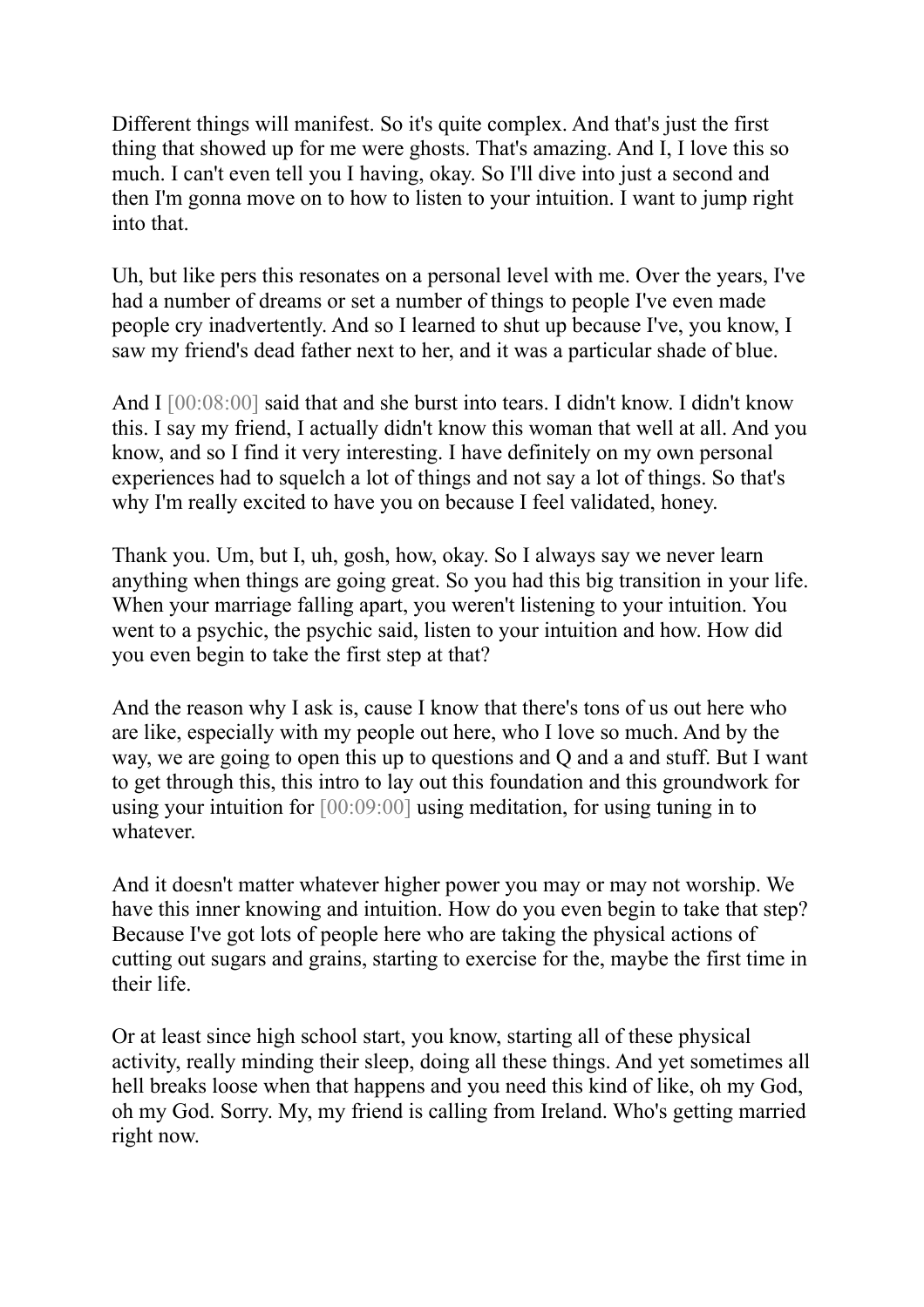Different things will manifest. So it's quite complex. And that's just the first thing that showed up for me were ghosts. That's amazing. And I, I love this so much. I can't even tell you I having, okay. So I'll dive into just a second and then I'm gonna move on to how to listen to your intuition. I want to jump right into that.

Uh, but like pers this resonates on a personal level with me. Over the years, I've had a number of dreams or set a number of things to people I've even made people cry inadvertently. And so I learned to shut up because I've, you know, I saw my friend's dead father next to her, and it was a particular shade of blue.

And I [00:08:00] said that and she burst into tears. I didn't know. I didn't know this. I say my friend, I actually didn't know this woman that well at all. And you know, and so I find it very interesting. I have definitely on my own personal experiences had to squelch a lot of things and not say a lot of things. So that's why I'm really excited to have you on because I feel validated, honey.

Thank you. Um, but I, uh, gosh, how, okay. So I always say we never learn anything when things are going great. So you had this big transition in your life. When your marriage falling apart, you weren't listening to your intuition. You went to a psychic, the psychic said, listen to your intuition and how. How did you even begin to take the first step at that?

And the reason why I ask is, cause I know that there's tons of us out here who are like, especially with my people out here, who I love so much. And by the way, we are going to open this up to questions and Q and a and stuff. But I want to get through this, this intro to lay out this foundation and this groundwork for using your intuition for [00:09:00] using meditation, for using tuning in to whatever.

And it doesn't matter whatever higher power you may or may not worship. We have this inner knowing and intuition. How do you even begin to take that step? Because I've got lots of people here who are taking the physical actions of cutting out sugars and grains, starting to exercise for the, maybe the first time in their life.

Or at least since high school start, you know, starting all of these physical activity, really minding their sleep, doing all these things. And yet sometimes all hell breaks loose when that happens and you need this kind of like, oh my God, oh my God. Sorry. My, my friend is calling from Ireland. Who's getting married right now.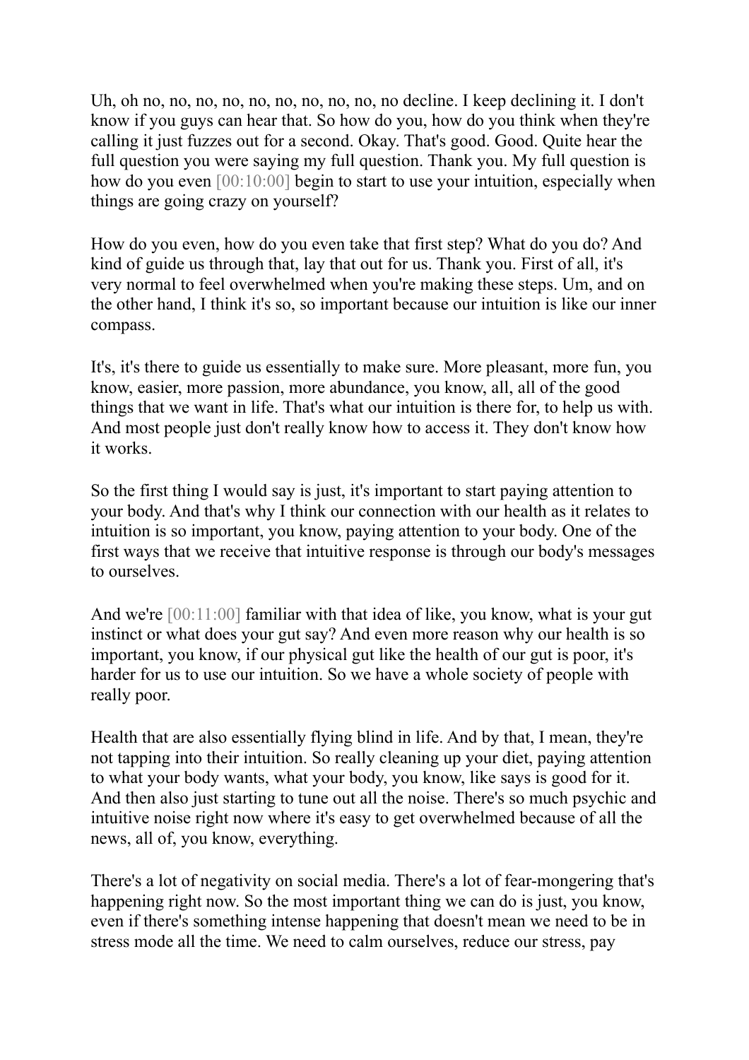Uh, oh no, no, no, no, no, no, no, no, no, no decline. I keep declining it. I don't know if you guys can hear that. So how do you, how do you think when they're calling it just fuzzes out for a second. Okay. That's good. Good. Quite hear the full question you were saying my full question. Thank you. My full question is how do you even [00:10:00] begin to start to use your intuition, especially when things are going crazy on yourself?

How do you even, how do you even take that first step? What do you do? And kind of guide us through that, lay that out for us. Thank you. First of all, it's very normal to feel overwhelmed when you're making these steps. Um, and on the other hand, I think it's so, so important because our intuition is like our inner compass.

It's, it's there to guide us essentially to make sure. More pleasant, more fun, you know, easier, more passion, more abundance, you know, all, all of the good things that we want in life. That's what our intuition is there for, to help us with. And most people just don't really know how to access it. They don't know how it works.

So the first thing I would say is just, it's important to start paying attention to your body. And that's why I think our connection with our health as it relates to intuition is so important, you know, paying attention to your body. One of the first ways that we receive that intuitive response is through our body's messages to ourselves.

And we're [00:11:00] familiar with that idea of like, you know, what is your gut instinct or what does your gut say? And even more reason why our health is so important, you know, if our physical gut like the health of our gut is poor, it's harder for us to use our intuition. So we have a whole society of people with really poor.

Health that are also essentially flying blind in life. And by that, I mean, they're not tapping into their intuition. So really cleaning up your diet, paying attention to what your body wants, what your body, you know, like says is good for it. And then also just starting to tune out all the noise. There's so much psychic and intuitive noise right now where it's easy to get overwhelmed because of all the news, all of, you know, everything.

There's a lot of negativity on social media. There's a lot of fear-mongering that's happening right now. So the most important thing we can do is just, you know, even if there's something intense happening that doesn't mean we need to be in stress mode all the time. We need to calm ourselves, reduce our stress, pay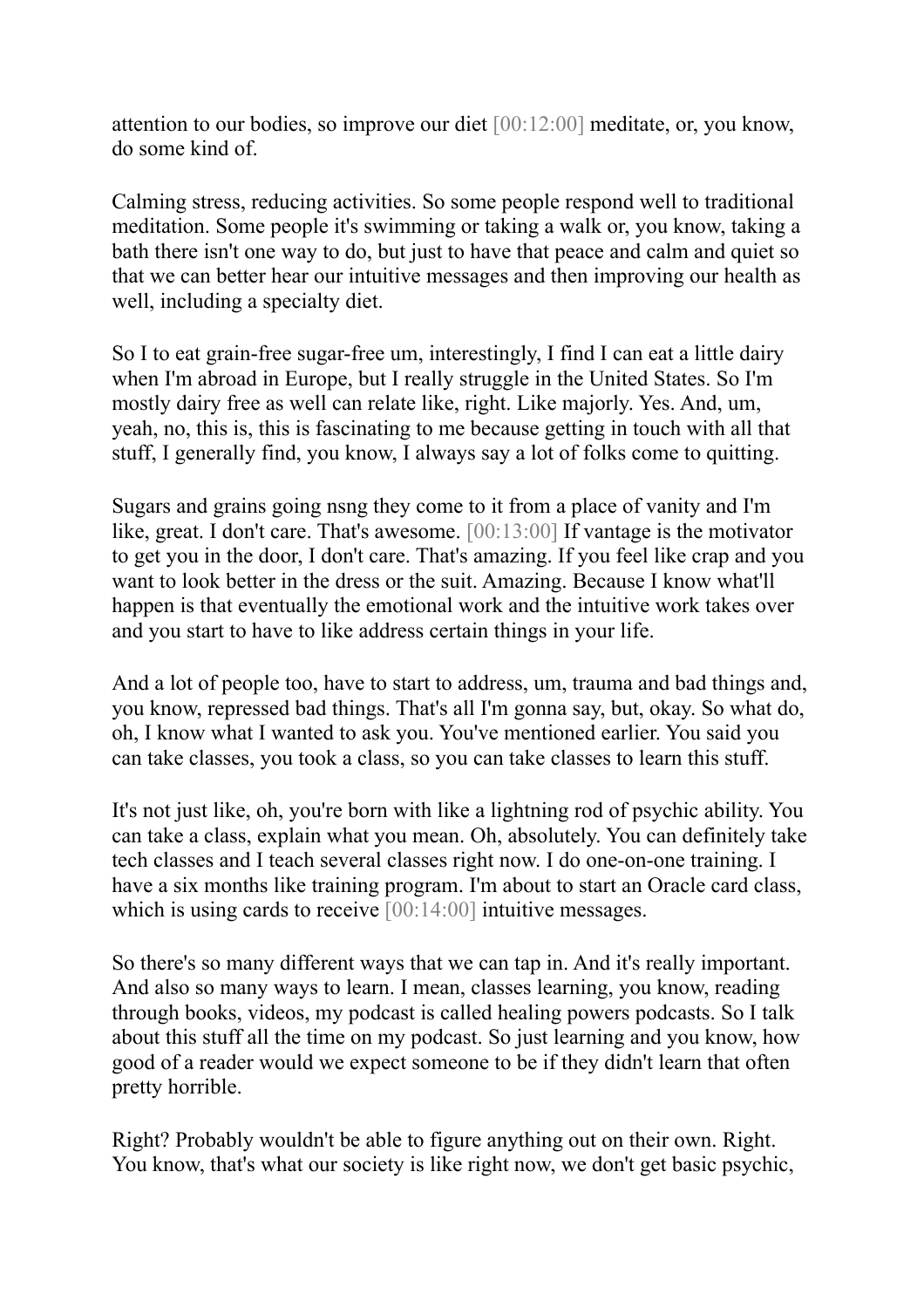attention to our bodies, so improve our diet [00:12:00] meditate, or, you know, do some kind of.

Calming stress, reducing activities. So some people respond well to traditional meditation. Some people it's swimming or taking a walk or, you know, taking a bath there isn't one way to do, but just to have that peace and calm and quiet so that we can better hear our intuitive messages and then improving our health as well, including a specialty diet.

So I to eat grain-free sugar-free um, interestingly, I find I can eat a little dairy when I'm abroad in Europe, but I really struggle in the United States. So I'm mostly dairy free as well can relate like, right. Like majorly. Yes. And, um, yeah, no, this is, this is fascinating to me because getting in touch with all that stuff, I generally find, you know, I always say a lot of folks come to quitting.

Sugars and grains going nsng they come to it from a place of vanity and I'm like, great. I don't care. That's awesome. [00:13:00] If vantage is the motivator to get you in the door, I don't care. That's amazing. If you feel like crap and you want to look better in the dress or the suit. Amazing. Because I know what'll happen is that eventually the emotional work and the intuitive work takes over and you start to have to like address certain things in your life.

And a lot of people too, have to start to address, um, trauma and bad things and, you know, repressed bad things. That's all I'm gonna say, but, okay. So what do, oh, I know what I wanted to ask you. You've mentioned earlier. You said you can take classes, you took a class, so you can take classes to learn this stuff.

It's not just like, oh, you're born with like a lightning rod of psychic ability. You can take a class, explain what you mean. Oh, absolutely. You can definitely take tech classes and I teach several classes right now. I do one-on-one training. I have a six months like training program. I'm about to start an Oracle card class, which is using cards to receive [00:14:00] intuitive messages.

So there's so many different ways that we can tap in. And it's really important. And also so many ways to learn. I mean, classes learning, you know, reading through books, videos, my podcast is called healing powers podcasts. So I talk about this stuff all the time on my podcast. So just learning and you know, how good of a reader would we expect someone to be if they didn't learn that often pretty horrible.

Right? Probably wouldn't be able to figure anything out on their own. Right. You know, that's what our society is like right now, we don't get basic psychic,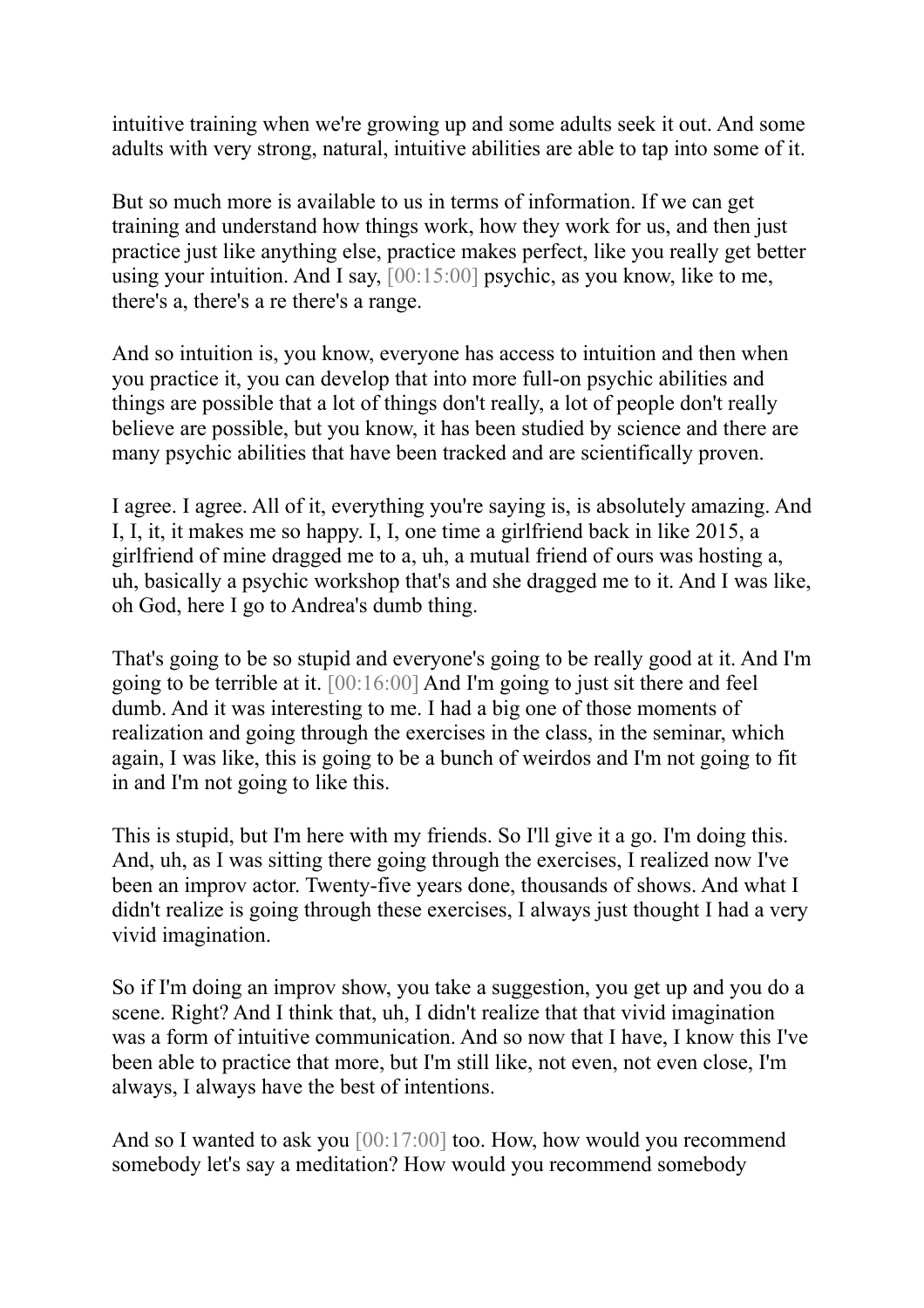intuitive training when we're growing up and some adults seek it out. And some adults with very strong, natural, intuitive abilities are able to tap into some of it.

But so much more is available to us in terms of information. If we can get training and understand how things work, how they work for us, and then just practice just like anything else, practice makes perfect, like you really get better using your intuition. And I say, [00:15:00] psychic, as you know, like to me, there's a, there's a re there's a range.

And so intuition is, you know, everyone has access to intuition and then when you practice it, you can develop that into more full-on psychic abilities and things are possible that a lot of things don't really, a lot of people don't really believe are possible, but you know, it has been studied by science and there are many psychic abilities that have been tracked and are scientifically proven.

I agree. I agree. All of it, everything you're saying is, is absolutely amazing. And I, I, it, it makes me so happy. I, I, one time a girlfriend back in like 2015, a girlfriend of mine dragged me to a, uh, a mutual friend of ours was hosting a, uh, basically a psychic workshop that's and she dragged me to it. And I was like, oh God, here I go to Andrea's dumb thing.

That's going to be so stupid and everyone's going to be really good at it. And I'm going to be terrible at it. [00:16:00] And I'm going to just sit there and feel dumb. And it was interesting to me. I had a big one of those moments of realization and going through the exercises in the class, in the seminar, which again, I was like, this is going to be a bunch of weirdos and I'm not going to fit in and I'm not going to like this.

This is stupid, but I'm here with my friends. So I'll give it a go. I'm doing this. And, uh, as I was sitting there going through the exercises, I realized now I've been an improv actor. Twenty-five years done, thousands of shows. And what I didn't realize is going through these exercises, I always just thought I had a very vivid imagination.

So if I'm doing an improv show, you take a suggestion, you get up and you do a scene. Right? And I think that, uh, I didn't realize that that vivid imagination was a form of intuitive communication. And so now that I have, I know this I've been able to practice that more, but I'm still like, not even, not even close, I'm always, I always have the best of intentions.

And so I wanted to ask you [00:17:00] too. How, how would you recommend somebody let's say a meditation? How would you recommend somebody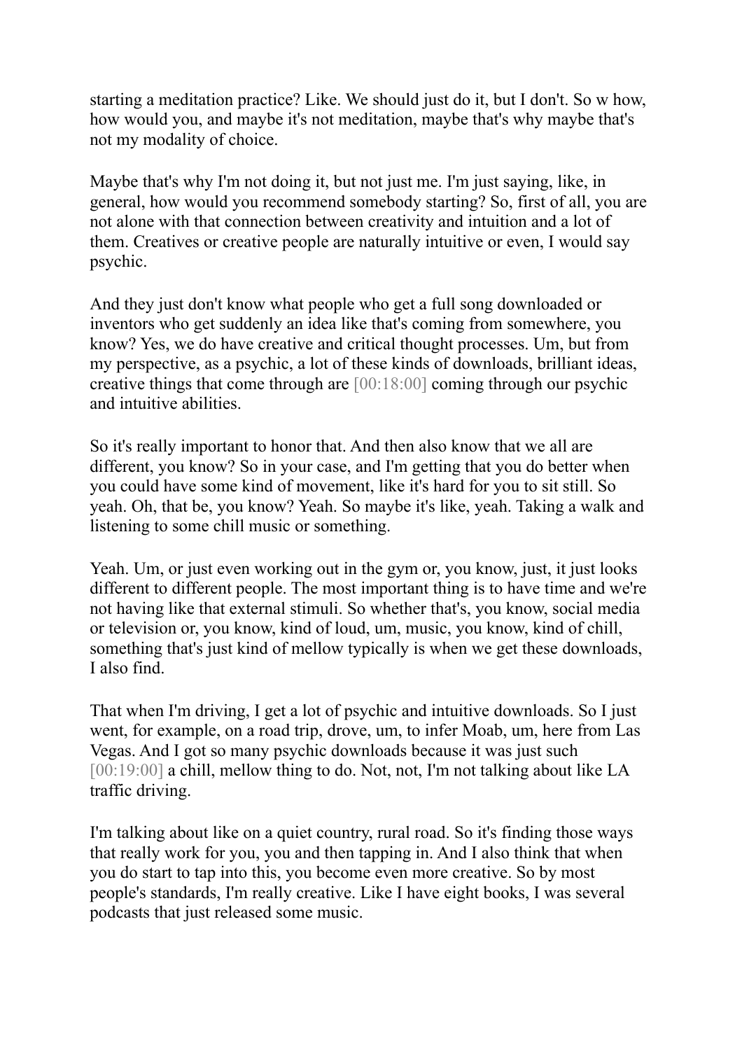starting a meditation practice? Like. We should just do it, but I don't. So w how, how would you, and maybe it's not meditation, maybe that's why maybe that's not my modality of choice.

Maybe that's why I'm not doing it, but not just me. I'm just saying, like, in general, how would you recommend somebody starting? So, first of all, you are not alone with that connection between creativity and intuition and a lot of them. Creatives or creative people are naturally intuitive or even, I would say psychic.

And they just don't know what people who get a full song downloaded or inventors who get suddenly an idea like that's coming from somewhere, you know? Yes, we do have creative and critical thought processes. Um, but from my perspective, as a psychic, a lot of these kinds of downloads, brilliant ideas, creative things that come through are [00:18:00] coming through our psychic and intuitive abilities.

So it's really important to honor that. And then also know that we all are different, you know? So in your case, and I'm getting that you do better when you could have some kind of movement, like it's hard for you to sit still. So yeah. Oh, that be, you know? Yeah. So maybe it's like, yeah. Taking a walk and listening to some chill music or something.

Yeah. Um, or just even working out in the gym or, you know, just, it just looks different to different people. The most important thing is to have time and we're not having like that external stimuli. So whether that's, you know, social media or television or, you know, kind of loud, um, music, you know, kind of chill, something that's just kind of mellow typically is when we get these downloads, I also find.

That when I'm driving, I get a lot of psychic and intuitive downloads. So I just went, for example, on a road trip, drove, um, to infer Moab, um, here from Las Vegas. And I got so many psychic downloads because it was just such [00:19:00] a chill, mellow thing to do. Not, not, I'm not talking about like LA traffic driving.

I'm talking about like on a quiet country, rural road. So it's finding those ways that really work for you, you and then tapping in. And I also think that when you do start to tap into this, you become even more creative. So by most people's standards, I'm really creative. Like I have eight books, I was several podcasts that just released some music.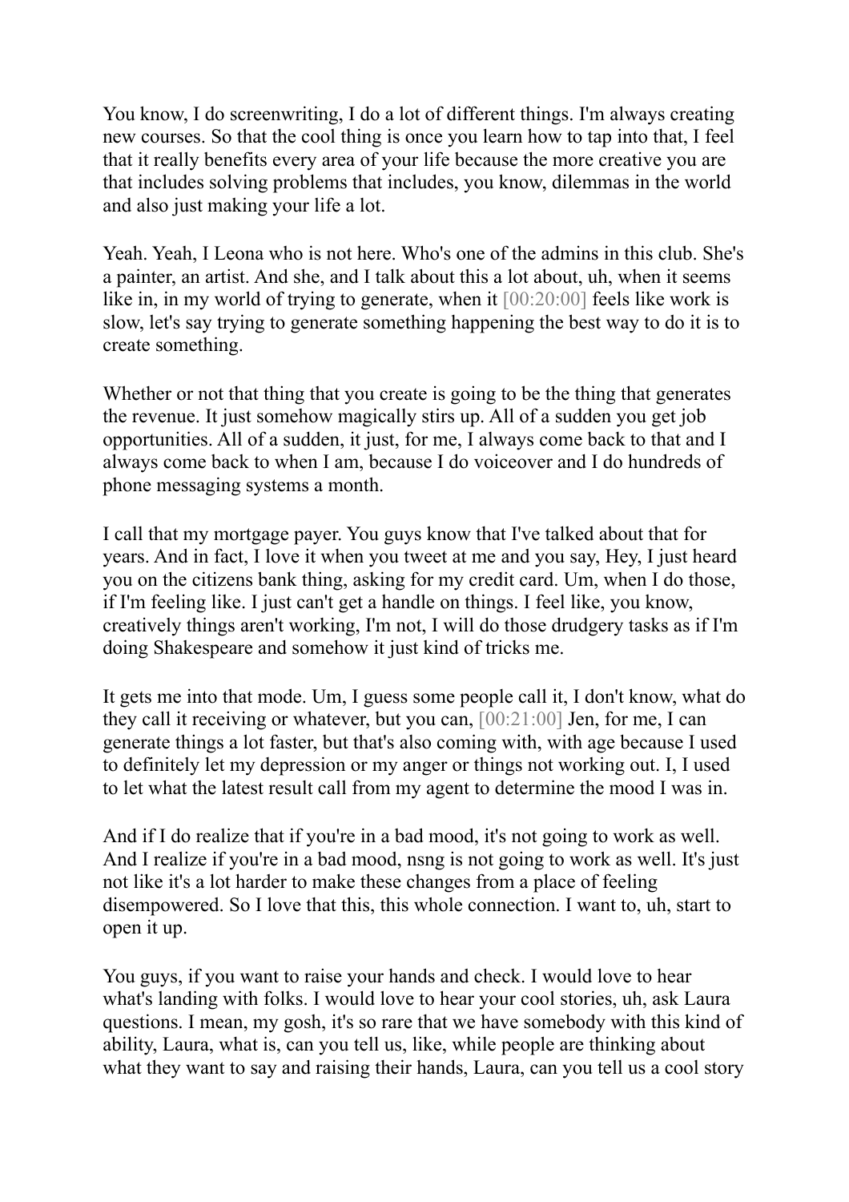You know, I do screenwriting, I do a lot of different things. I'm always creating new courses. So that the cool thing is once you learn how to tap into that, I feel that it really benefits every area of your life because the more creative you are that includes solving problems that includes, you know, dilemmas in the world and also just making your life a lot.

Yeah. Yeah, I Leona who is not here. Who's one of the admins in this club. She's a painter, an artist. And she, and I talk about this a lot about, uh, when it seems like in, in my world of trying to generate, when it [00:20:00] feels like work is slow, let's say trying to generate something happening the best way to do it is to create something.

Whether or not that thing that you create is going to be the thing that generates the revenue. It just somehow magically stirs up. All of a sudden you get job opportunities. All of a sudden, it just, for me, I always come back to that and I always come back to when I am, because I do voiceover and I do hundreds of phone messaging systems a month.

I call that my mortgage payer. You guys know that I've talked about that for years. And in fact, I love it when you tweet at me and you say, Hey, I just heard you on the citizens bank thing, asking for my credit card. Um, when I do those, if I'm feeling like. I just can't get a handle on things. I feel like, you know, creatively things aren't working, I'm not, I will do those drudgery tasks as if I'm doing Shakespeare and somehow it just kind of tricks me.

It gets me into that mode. Um, I guess some people call it, I don't know, what do they call it receiving or whatever, but you can, [00:21:00] Jen, for me, I can generate things a lot faster, but that's also coming with, with age because I used to definitely let my depression or my anger or things not working out. I, I used to let what the latest result call from my agent to determine the mood I was in.

And if I do realize that if you're in a bad mood, it's not going to work as well. And I realize if you're in a bad mood, nsng is not going to work as well. It's just not like it's a lot harder to make these changes from a place of feeling disempowered. So I love that this, this whole connection. I want to, uh, start to open it up.

You guys, if you want to raise your hands and check. I would love to hear what's landing with folks. I would love to hear your cool stories, uh, ask Laura questions. I mean, my gosh, it's so rare that we have somebody with this kind of ability, Laura, what is, can you tell us, like, while people are thinking about what they want to say and raising their hands, Laura, can you tell us a cool story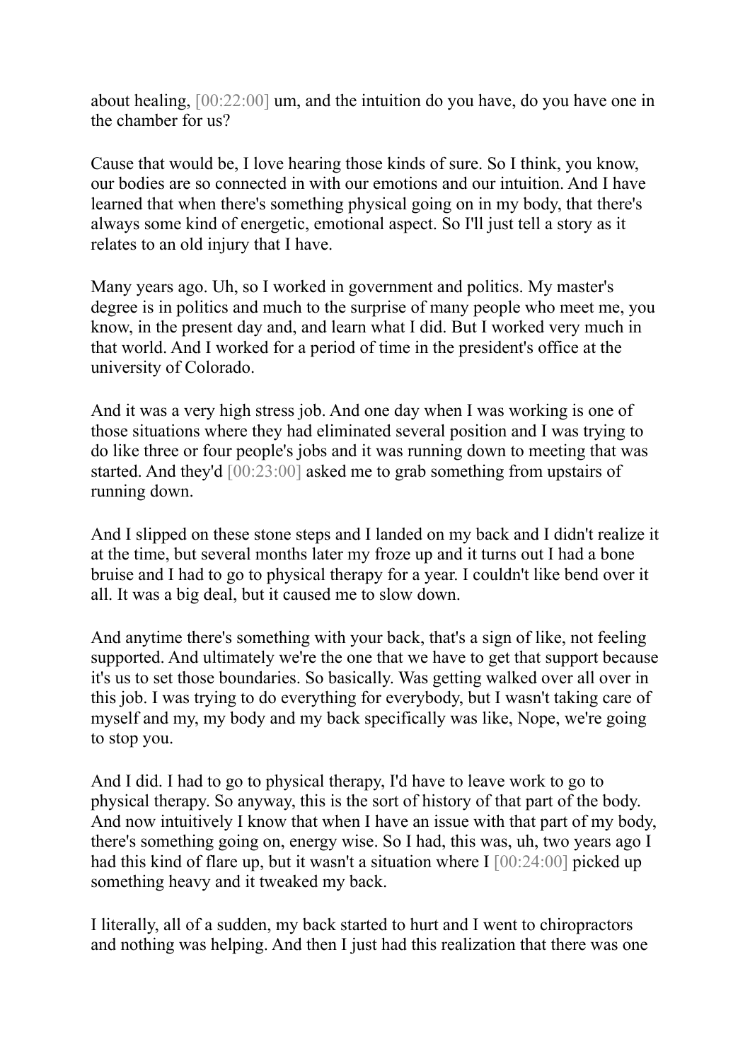about healing, [00:22:00] um, and the intuition do you have, do you have one in the chamber for us?

Cause that would be, I love hearing those kinds of sure. So I think, you know, our bodies are so connected in with our emotions and our intuition. And I have learned that when there's something physical going on in my body, that there's always some kind of energetic, emotional aspect. So I'll just tell a story as it relates to an old injury that I have.

Many years ago. Uh, so I worked in government and politics. My master's degree is in politics and much to the surprise of many people who meet me, you know, in the present day and, and learn what I did. But I worked very much in that world. And I worked for a period of time in the president's office at the university of Colorado.

And it was a very high stress job. And one day when I was working is one of those situations where they had eliminated several position and I was trying to do like three or four people's jobs and it was running down to meeting that was started. And they'd [00:23:00] asked me to grab something from upstairs of running down.

And I slipped on these stone steps and I landed on my back and I didn't realize it at the time, but several months later my froze up and it turns out I had a bone bruise and I had to go to physical therapy for a year. I couldn't like bend over it all. It was a big deal, but it caused me to slow down.

And anytime there's something with your back, that's a sign of like, not feeling supported. And ultimately we're the one that we have to get that support because it's us to set those boundaries. So basically. Was getting walked over all over in this job. I was trying to do everything for everybody, but I wasn't taking care of myself and my, my body and my back specifically was like, Nope, we're going to stop you.

And I did. I had to go to physical therapy, I'd have to leave work to go to physical therapy. So anyway, this is the sort of history of that part of the body. And now intuitively I know that when I have an issue with that part of my body, there's something going on, energy wise. So I had, this was, uh, two years ago I had this kind of flare up, but it wasn't a situation where I [00:24:00] picked up something heavy and it tweaked my back.

I literally, all of a sudden, my back started to hurt and I went to chiropractors and nothing was helping. And then I just had this realization that there was one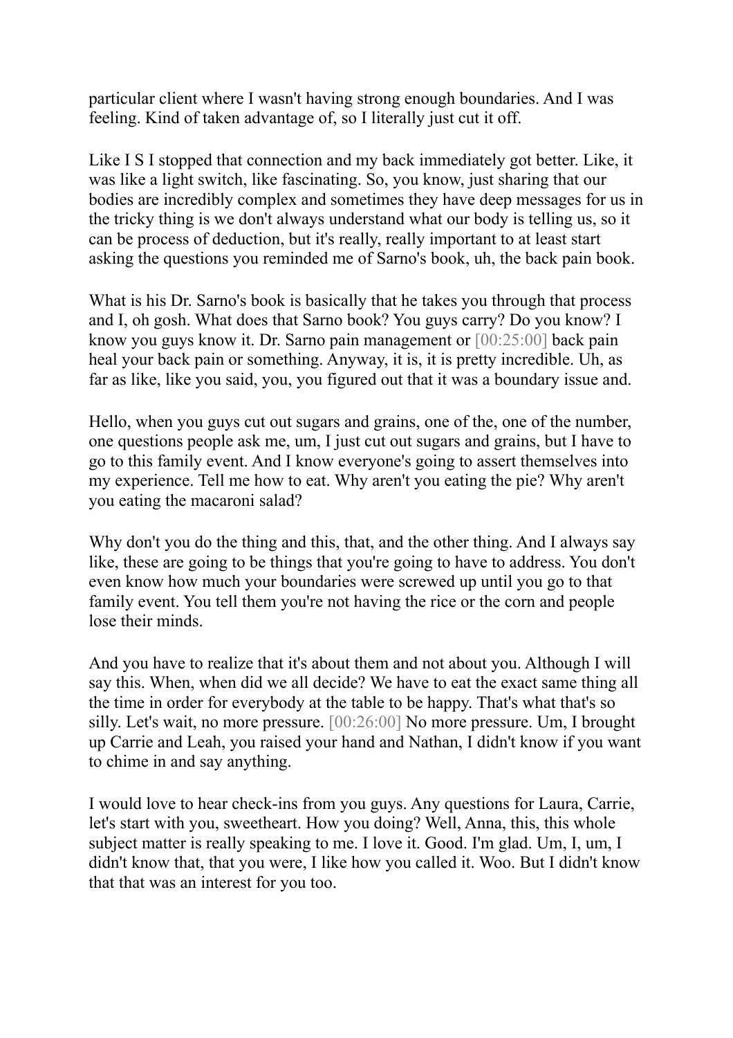particular client where I wasn't having strong enough boundaries. And I was feeling. Kind of taken advantage of, so I literally just cut it off.

Like I S I stopped that connection and my back immediately got better. Like, it was like a light switch, like fascinating. So, you know, just sharing that our bodies are incredibly complex and sometimes they have deep messages for us in the tricky thing is we don't always understand what our body is telling us, so it can be process of deduction, but it's really, really important to at least start asking the questions you reminded me of Sarno's book, uh, the back pain book.

What is his Dr. Sarno's book is basically that he takes you through that process and I, oh gosh. What does that Sarno book? You guys carry? Do you know? I know you guys know it. Dr. Sarno pain management or [00:25:00] back pain heal your back pain or something. Anyway, it is, it is pretty incredible. Uh, as far as like, like you said, you, you figured out that it was a boundary issue and.

Hello, when you guys cut out sugars and grains, one of the, one of the number, one questions people ask me, um, I just cut out sugars and grains, but I have to go to this family event. And I know everyone's going to assert themselves into my experience. Tell me how to eat. Why aren't you eating the pie? Why aren't you eating the macaroni salad?

Why don't you do the thing and this, that, and the other thing. And I always say like, these are going to be things that you're going to have to address. You don't even know how much your boundaries were screwed up until you go to that family event. You tell them you're not having the rice or the corn and people lose their minds.

And you have to realize that it's about them and not about you. Although I will say this. When, when did we all decide? We have to eat the exact same thing all the time in order for everybody at the table to be happy. That's what that's so silly. Let's wait, no more pressure. [00:26:00] No more pressure. Um, I brought up Carrie and Leah, you raised your hand and Nathan, I didn't know if you want to chime in and say anything.

I would love to hear check-ins from you guys. Any questions for Laura, Carrie, let's start with you, sweetheart. How you doing? Well, Anna, this, this whole subject matter is really speaking to me. I love it. Good. I'm glad. Um, I, um, I didn't know that, that you were, I like how you called it. Woo. But I didn't know that that was an interest for you too.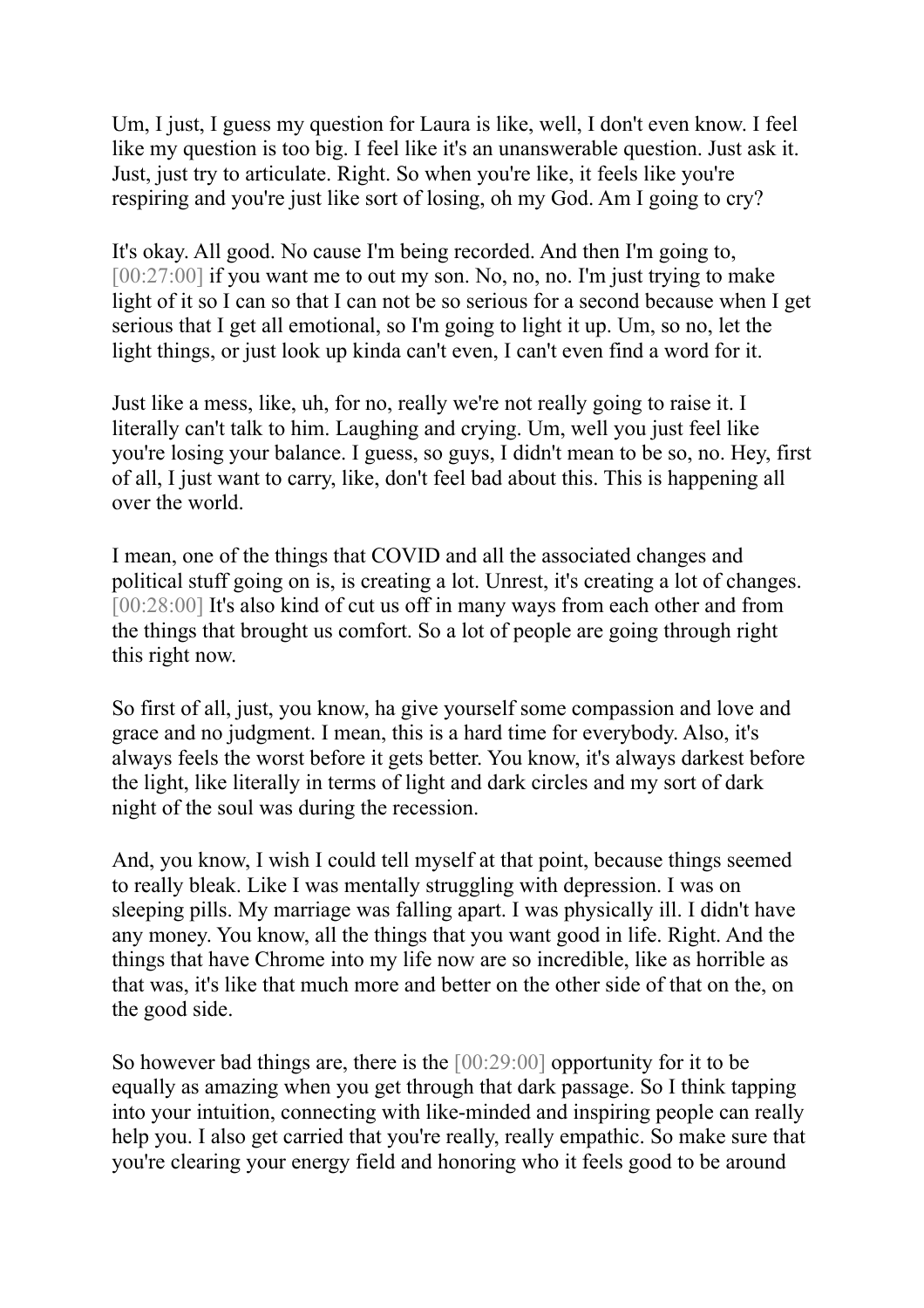Um, I just, I guess my question for Laura is like, well, I don't even know. I feel like my question is too big. I feel like it's an unanswerable question. Just ask it. Just, just try to articulate. Right. So when you're like, it feels like you're respiring and you're just like sort of losing, oh my God. Am I going to cry?

It's okay. All good. No cause I'm being recorded. And then I'm going to, [00:27:00] if you want me to out my son. No, no, no. I'm just trying to make light of it so I can so that I can not be so serious for a second because when I get serious that I get all emotional, so I'm going to light it up. Um, so no, let the light things, or just look up kinda can't even, I can't even find a word for it.

Just like a mess, like, uh, for no, really we're not really going to raise it. I literally can't talk to him. Laughing and crying. Um, well you just feel like you're losing your balance. I guess, so guys, I didn't mean to be so, no. Hey, first of all, I just want to carry, like, don't feel bad about this. This is happening all over the world.

I mean, one of the things that COVID and all the associated changes and political stuff going on is, is creating a lot. Unrest, it's creating a lot of changes. [00:28:00] It's also kind of cut us off in many ways from each other and from the things that brought us comfort. So a lot of people are going through right this right now.

So first of all, just, you know, ha give yourself some compassion and love and grace and no judgment. I mean, this is a hard time for everybody. Also, it's always feels the worst before it gets better. You know, it's always darkest before the light, like literally in terms of light and dark circles and my sort of dark night of the soul was during the recession.

And, you know, I wish I could tell myself at that point, because things seemed to really bleak. Like I was mentally struggling with depression. I was on sleeping pills. My marriage was falling apart. I was physically ill. I didn't have any money. You know, all the things that you want good in life. Right. And the things that have Chrome into my life now are so incredible, like as horrible as that was, it's like that much more and better on the other side of that on the, on the good side.

So however bad things are, there is the [00:29:00] opportunity for it to be equally as amazing when you get through that dark passage. So I think tapping into your intuition, connecting with like-minded and inspiring people can really help you. I also get carried that you're really, really empathic. So make sure that you're clearing your energy field and honoring who it feels good to be around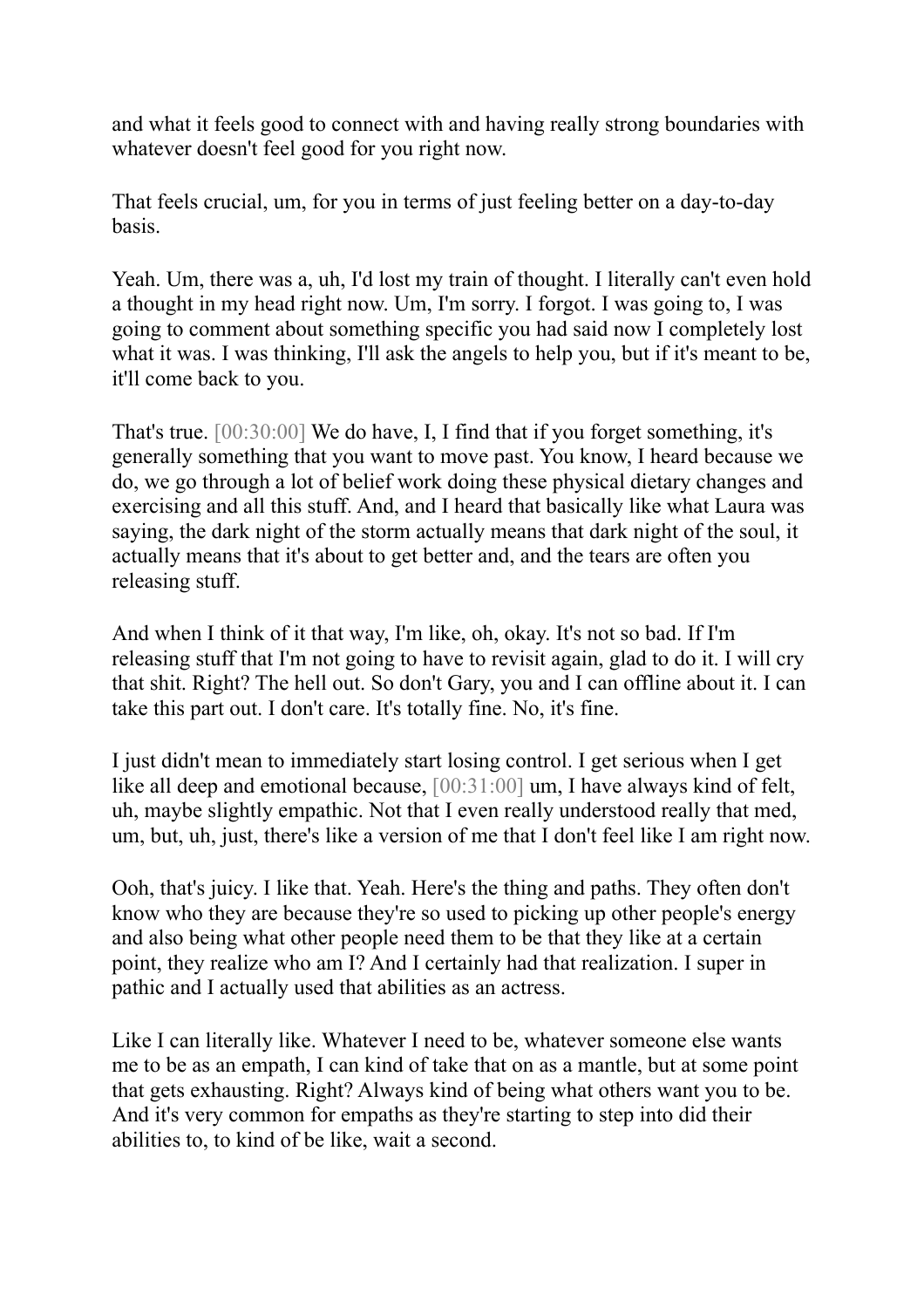and what it feels good to connect with and having really strong boundaries with whatever doesn't feel good for you right now.

That feels crucial, um, for you in terms of just feeling better on a day-to-day basis.

Yeah. Um, there was a, uh, I'd lost my train of thought. I literally can't even hold a thought in my head right now. Um, I'm sorry. I forgot. I was going to, I was going to comment about something specific you had said now I completely lost what it was. I was thinking, I'll ask the angels to help you, but if it's meant to be, it'll come back to you.

That's true. [00:30:00] We do have, I, I find that if you forget something, it's generally something that you want to move past. You know, I heard because we do, we go through a lot of belief work doing these physical dietary changes and exercising and all this stuff. And, and I heard that basically like what Laura was saying, the dark night of the storm actually means that dark night of the soul, it actually means that it's about to get better and, and the tears are often you releasing stuff.

And when I think of it that way, I'm like, oh, okay. It's not so bad. If I'm releasing stuff that I'm not going to have to revisit again, glad to do it. I will cry that shit. Right? The hell out. So don't Gary, you and I can offline about it. I can take this part out. I don't care. It's totally fine. No, it's fine.

I just didn't mean to immediately start losing control. I get serious when I get like all deep and emotional because, [00:31:00] um, I have always kind of felt, uh, maybe slightly empathic. Not that I even really understood really that med, um, but, uh, just, there's like a version of me that I don't feel like I am right now.

Ooh, that's juicy. I like that. Yeah. Here's the thing and paths. They often don't know who they are because they're so used to picking up other people's energy and also being what other people need them to be that they like at a certain point, they realize who am I? And I certainly had that realization. I super in pathic and I actually used that abilities as an actress.

Like I can literally like. Whatever I need to be, whatever someone else wants me to be as an empath, I can kind of take that on as a mantle, but at some point that gets exhausting. Right? Always kind of being what others want you to be. And it's very common for empaths as they're starting to step into did their abilities to, to kind of be like, wait a second.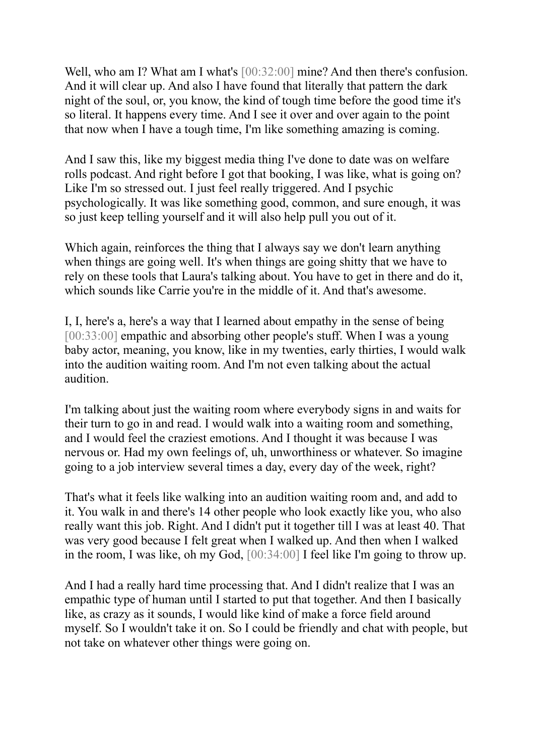Well, who am I? What am I what's [00:32:00] mine? And then there's confusion. And it will clear up. And also I have found that literally that pattern the dark night of the soul, or, you know, the kind of tough time before the good time it's so literal. It happens every time. And I see it over and over again to the point that now when I have a tough time, I'm like something amazing is coming.

And I saw this, like my biggest media thing I've done to date was on welfare rolls podcast. And right before I got that booking, I was like, what is going on? Like I'm so stressed out. I just feel really triggered. And I psychic psychologically. It was like something good, common, and sure enough, it was so just keep telling yourself and it will also help pull you out of it.

Which again, reinforces the thing that I always say we don't learn anything when things are going well. It's when things are going shitty that we have to rely on these tools that Laura's talking about. You have to get in there and do it, which sounds like Carrie you're in the middle of it. And that's awesome.

I, I, here's a, here's a way that I learned about empathy in the sense of being [00:33:00] empathic and absorbing other people's stuff. When I was a young baby actor, meaning, you know, like in my twenties, early thirties, I would walk into the audition waiting room. And I'm not even talking about the actual audition.

I'm talking about just the waiting room where everybody signs in and waits for their turn to go in and read. I would walk into a waiting room and something, and I would feel the craziest emotions. And I thought it was because I was nervous or. Had my own feelings of, uh, unworthiness or whatever. So imagine going to a job interview several times a day, every day of the week, right?

That's what it feels like walking into an audition waiting room and, and add to it. You walk in and there's 14 other people who look exactly like you, who also really want this job. Right. And I didn't put it together till I was at least 40. That was very good because I felt great when I walked up. And then when I walked in the room, I was like, oh my God, [00:34:00] I feel like I'm going to throw up.

And I had a really hard time processing that. And I didn't realize that I was an empathic type of human until I started to put that together. And then I basically like, as crazy as it sounds, I would like kind of make a force field around myself. So I wouldn't take it on. So I could be friendly and chat with people, but not take on whatever other things were going on.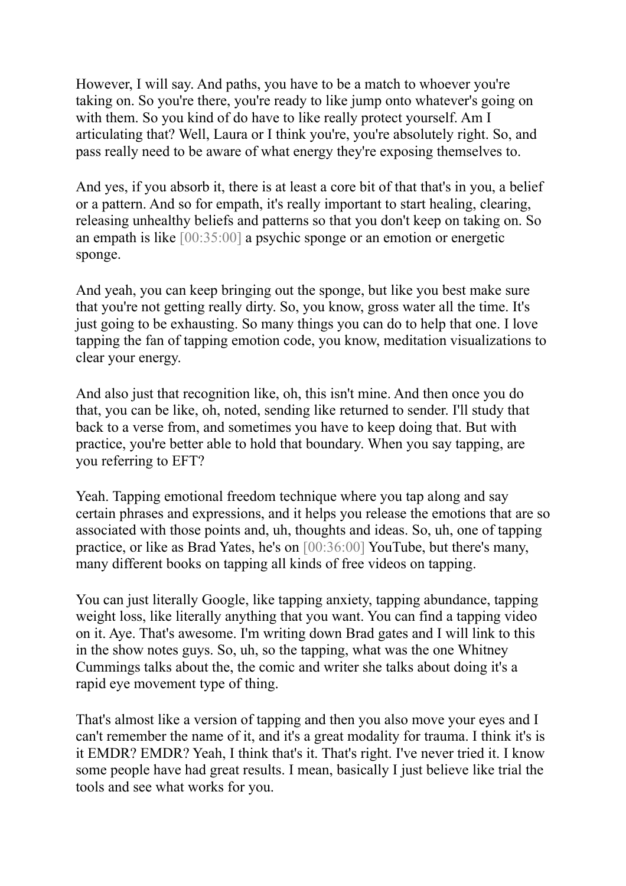However, I will say. And paths, you have to be a match to whoever you're taking on. So you're there, you're ready to like jump onto whatever's going on with them. So you kind of do have to like really protect yourself. Am I articulating that? Well, Laura or I think you're, you're absolutely right. So, and pass really need to be aware of what energy they're exposing themselves to.

And yes, if you absorb it, there is at least a core bit of that that's in you, a belief or a pattern. And so for empath, it's really important to start healing, clearing, releasing unhealthy beliefs and patterns so that you don't keep on taking on. So an empath is like [00:35:00] a psychic sponge or an emotion or energetic sponge.

And yeah, you can keep bringing out the sponge, but like you best make sure that you're not getting really dirty. So, you know, gross water all the time. It's just going to be exhausting. So many things you can do to help that one. I love tapping the fan of tapping emotion code, you know, meditation visualizations to clear your energy.

And also just that recognition like, oh, this isn't mine. And then once you do that, you can be like, oh, noted, sending like returned to sender. I'll study that back to a verse from, and sometimes you have to keep doing that. But with practice, you're better able to hold that boundary. When you say tapping, are you referring to EFT?

Yeah. Tapping emotional freedom technique where you tap along and say certain phrases and expressions, and it helps you release the emotions that are so associated with those points and, uh, thoughts and ideas. So, uh, one of tapping practice, or like as Brad Yates, he's on [00:36:00] YouTube, but there's many, many different books on tapping all kinds of free videos on tapping.

You can just literally Google, like tapping anxiety, tapping abundance, tapping weight loss, like literally anything that you want. You can find a tapping video on it. Aye. That's awesome. I'm writing down Brad gates and I will link to this in the show notes guys. So, uh, so the tapping, what was the one Whitney Cummings talks about the, the comic and writer she talks about doing it's a rapid eye movement type of thing.

That's almost like a version of tapping and then you also move your eyes and I can't remember the name of it, and it's a great modality for trauma. I think it's is it EMDR? EMDR? Yeah, I think that's it. That's right. I've never tried it. I know some people have had great results. I mean, basically I just believe like trial the tools and see what works for you.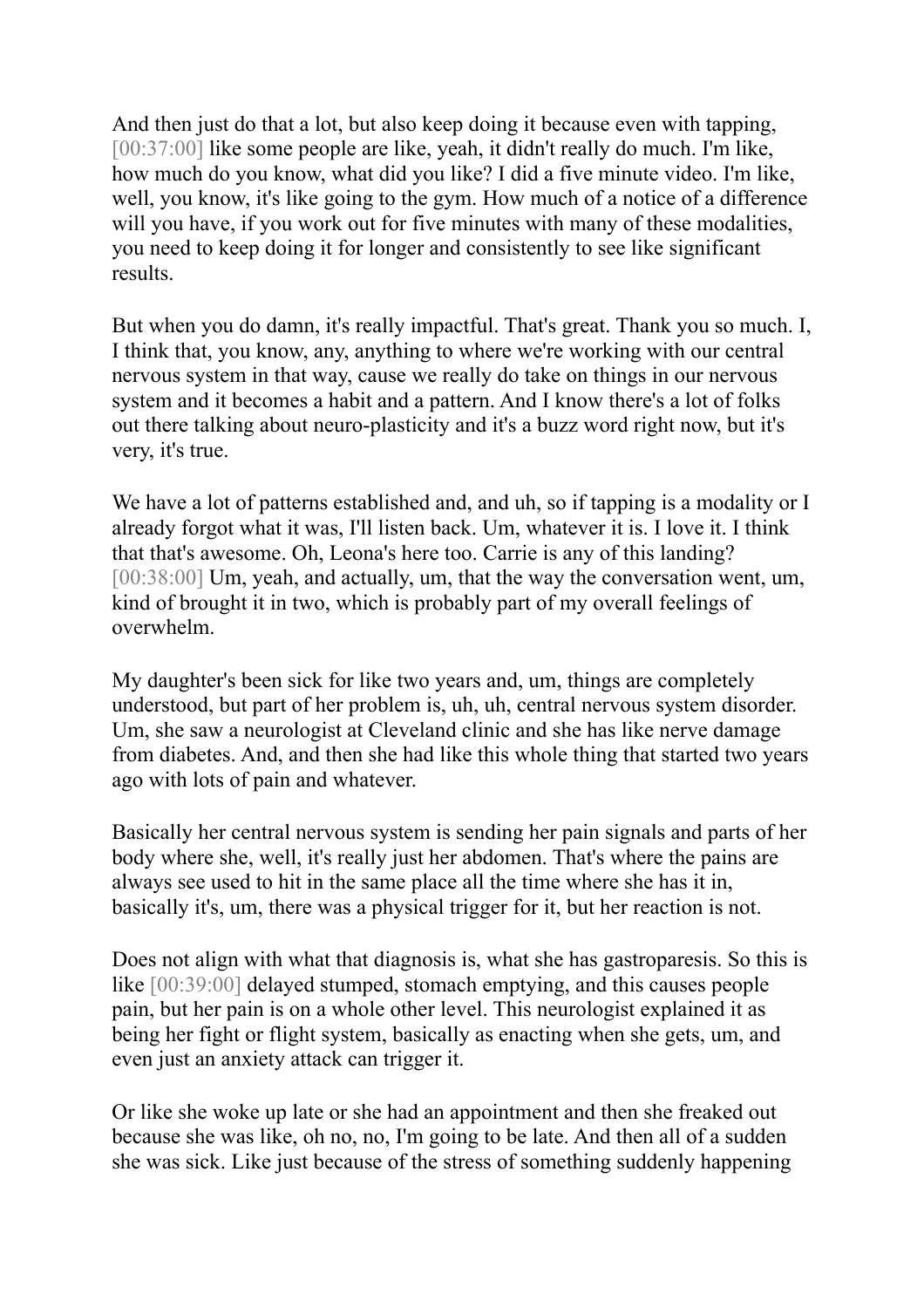And then just do that a lot, but also keep doing it because even with tapping, [00:37:00] like some people are like, yeah, it didn't really do much. I'm like, how much do you know, what did you like? I did a five minute video. I'm like, well, you know, it's like going to the gym. How much of a notice of a difference will you have, if you work out for five minutes with many of these modalities, you need to keep doing it for longer and consistently to see like significant results.

But when you do damn, it's really impactful. That's great. Thank you so much. I, I think that, you know, any, anything to where we're working with our central nervous system in that way, cause we really do take on things in our nervous system and it becomes a habit and a pattern. And I know there's a lot of folks out there talking about neuro-plasticity and it's a buzz word right now, but it's very, it's true.

We have a lot of patterns established and, and uh, so if tapping is a modality or I already forgot what it was, I'll listen back. Um, whatever it is. I love it. I think that that's awesome. Oh, Leona's here too. Carrie is any of this landing? [00:38:00] Um, yeah, and actually, um, that the way the conversation went, um, kind of brought it in two, which is probably part of my overall feelings of overwhelm.

My daughter's been sick for like two years and, um, things are completely understood, but part of her problem is, uh, uh, central nervous system disorder. Um, she saw a neurologist at Cleveland clinic and she has like nerve damage from diabetes. And, and then she had like this whole thing that started two years ago with lots of pain and whatever.

Basically her central nervous system is sending her pain signals and parts of her body where she, well, it's really just her abdomen. That's where the pains are always see used to hit in the same place all the time where she has it in, basically it's, um, there was a physical trigger for it, but her reaction is not.

Does not align with what that diagnosis is, what she has gastroparesis. So this is like [00:39:00] delayed stumped, stomach emptying, and this causes people pain, but her pain is on a whole other level. This neurologist explained it as being her fight or flight system, basically as enacting when she gets, um, and even just an anxiety attack can trigger it.

Or like she woke up late or she had an appointment and then she freaked out because she was like, oh no, no, I'm going to be late. And then all of a sudden she was sick. Like just because of the stress of something suddenly happening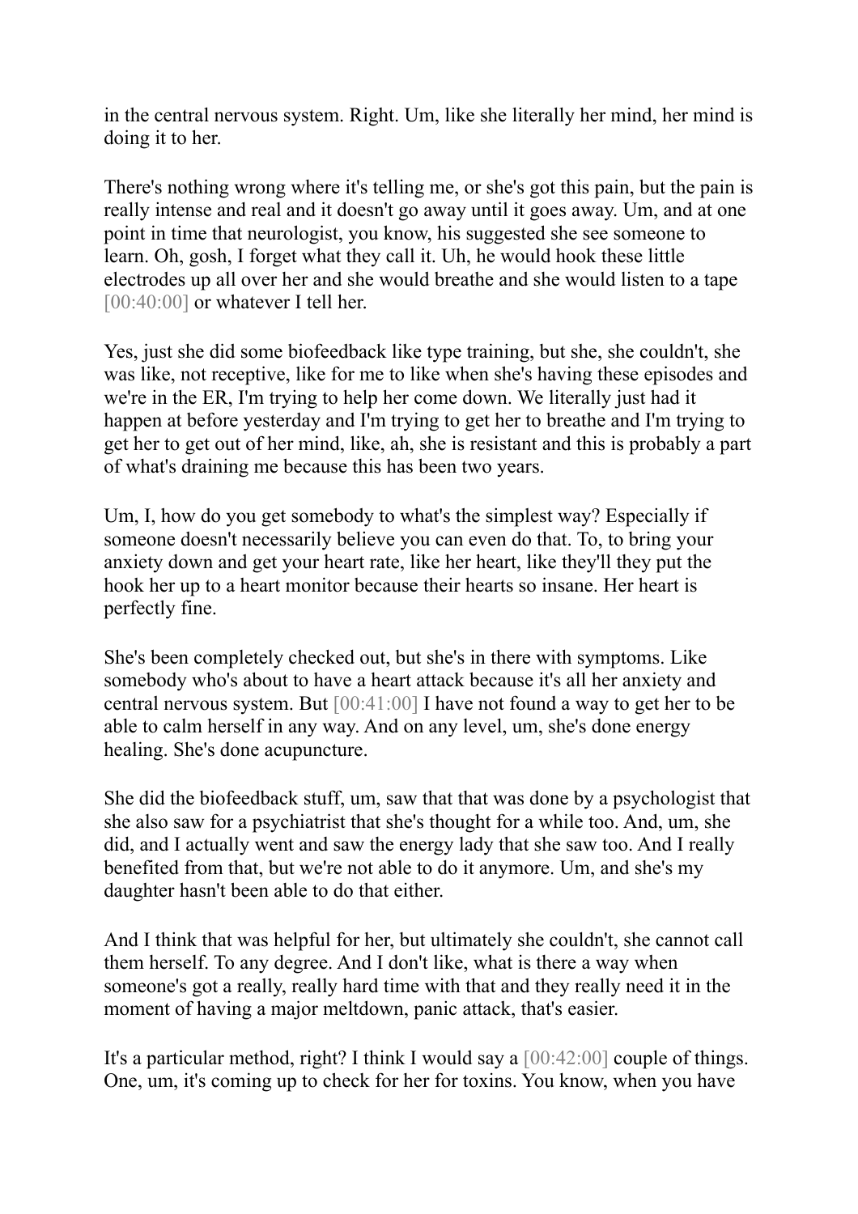in the central nervous system. Right. Um, like she literally her mind, her mind is doing it to her.

There's nothing wrong where it's telling me, or she's got this pain, but the pain is really intense and real and it doesn't go away until it goes away. Um, and at one point in time that neurologist, you know, his suggested she see someone to learn. Oh, gosh, I forget what they call it. Uh, he would hook these little electrodes up all over her and she would breathe and she would listen to a tape [00:40:00] or whatever I tell her.

Yes, just she did some biofeedback like type training, but she, she couldn't, she was like, not receptive, like for me to like when she's having these episodes and we're in the ER, I'm trying to help her come down. We literally just had it happen at before yesterday and I'm trying to get her to breathe and I'm trying to get her to get out of her mind, like, ah, she is resistant and this is probably a part of what's draining me because this has been two years.

Um, I, how do you get somebody to what's the simplest way? Especially if someone doesn't necessarily believe you can even do that. To, to bring your anxiety down and get your heart rate, like her heart, like they'll they put the hook her up to a heart monitor because their hearts so insane. Her heart is perfectly fine.

She's been completely checked out, but she's in there with symptoms. Like somebody who's about to have a heart attack because it's all her anxiety and central nervous system. But [00:41:00] I have not found a way to get her to be able to calm herself in any way. And on any level, um, she's done energy healing. She's done acupuncture.

She did the biofeedback stuff, um, saw that that was done by a psychologist that she also saw for a psychiatrist that she's thought for a while too. And, um, she did, and I actually went and saw the energy lady that she saw too. And I really benefited from that, but we're not able to do it anymore. Um, and she's my daughter hasn't been able to do that either.

And I think that was helpful for her, but ultimately she couldn't, she cannot call them herself. To any degree. And I don't like, what is there a way when someone's got a really, really hard time with that and they really need it in the moment of having a major meltdown, panic attack, that's easier.

It's a particular method, right? I think I would say a [00:42:00] couple of things. One, um, it's coming up to check for her for toxins. You know, when you have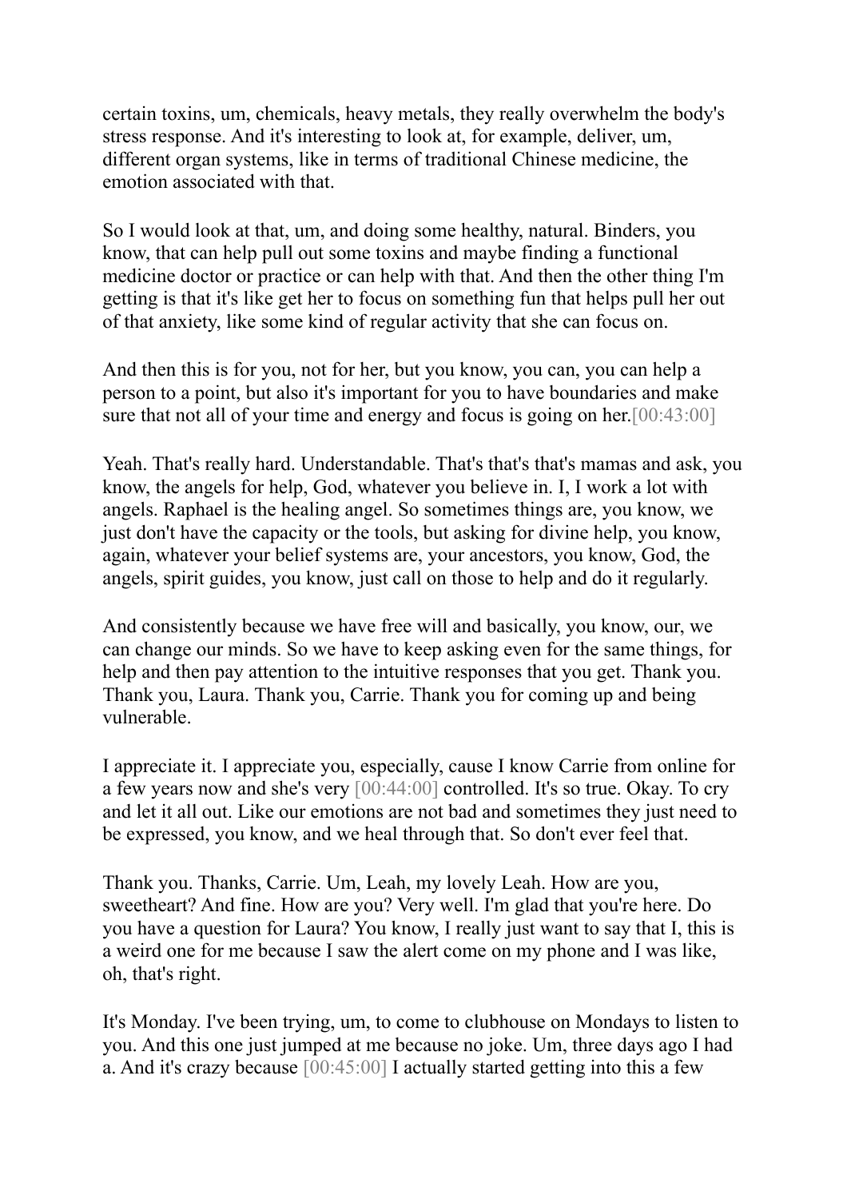certain toxins, um, chemicals, heavy metals, they really overwhelm the body's stress response. And it's interesting to look at, for example, deliver, um, different organ systems, like in terms of traditional Chinese medicine, the emotion associated with that.

So I would look at that, um, and doing some healthy, natural. Binders, you know, that can help pull out some toxins and maybe finding a functional medicine doctor or practice or can help with that. And then the other thing I'm getting is that it's like get her to focus on something fun that helps pull her out of that anxiety, like some kind of regular activity that she can focus on.

And then this is for you, not for her, but you know, you can, you can help a person to a point, but also it's important for you to have boundaries and make sure that not all of your time and energy and focus is going on her.[00:43:00]

Yeah. That's really hard. Understandable. That's that's that's mamas and ask, you know, the angels for help, God, whatever you believe in. I, I work a lot with angels. Raphael is the healing angel. So sometimes things are, you know, we just don't have the capacity or the tools, but asking for divine help, you know, again, whatever your belief systems are, your ancestors, you know, God, the angels, spirit guides, you know, just call on those to help and do it regularly.

And consistently because we have free will and basically, you know, our, we can change our minds. So we have to keep asking even for the same things, for help and then pay attention to the intuitive responses that you get. Thank you. Thank you, Laura. Thank you, Carrie. Thank you for coming up and being vulnerable.

I appreciate it. I appreciate you, especially, cause I know Carrie from online for a few years now and she's very [00:44:00] controlled. It's so true. Okay. To cry and let it all out. Like our emotions are not bad and sometimes they just need to be expressed, you know, and we heal through that. So don't ever feel that.

Thank you. Thanks, Carrie. Um, Leah, my lovely Leah. How are you, sweetheart? And fine. How are you? Very well. I'm glad that you're here. Do you have a question for Laura? You know, I really just want to say that I, this is a weird one for me because I saw the alert come on my phone and I was like, oh, that's right.

It's Monday. I've been trying, um, to come to clubhouse on Mondays to listen to you. And this one just jumped at me because no joke. Um, three days ago I had a. And it's crazy because [00:45:00] I actually started getting into this a few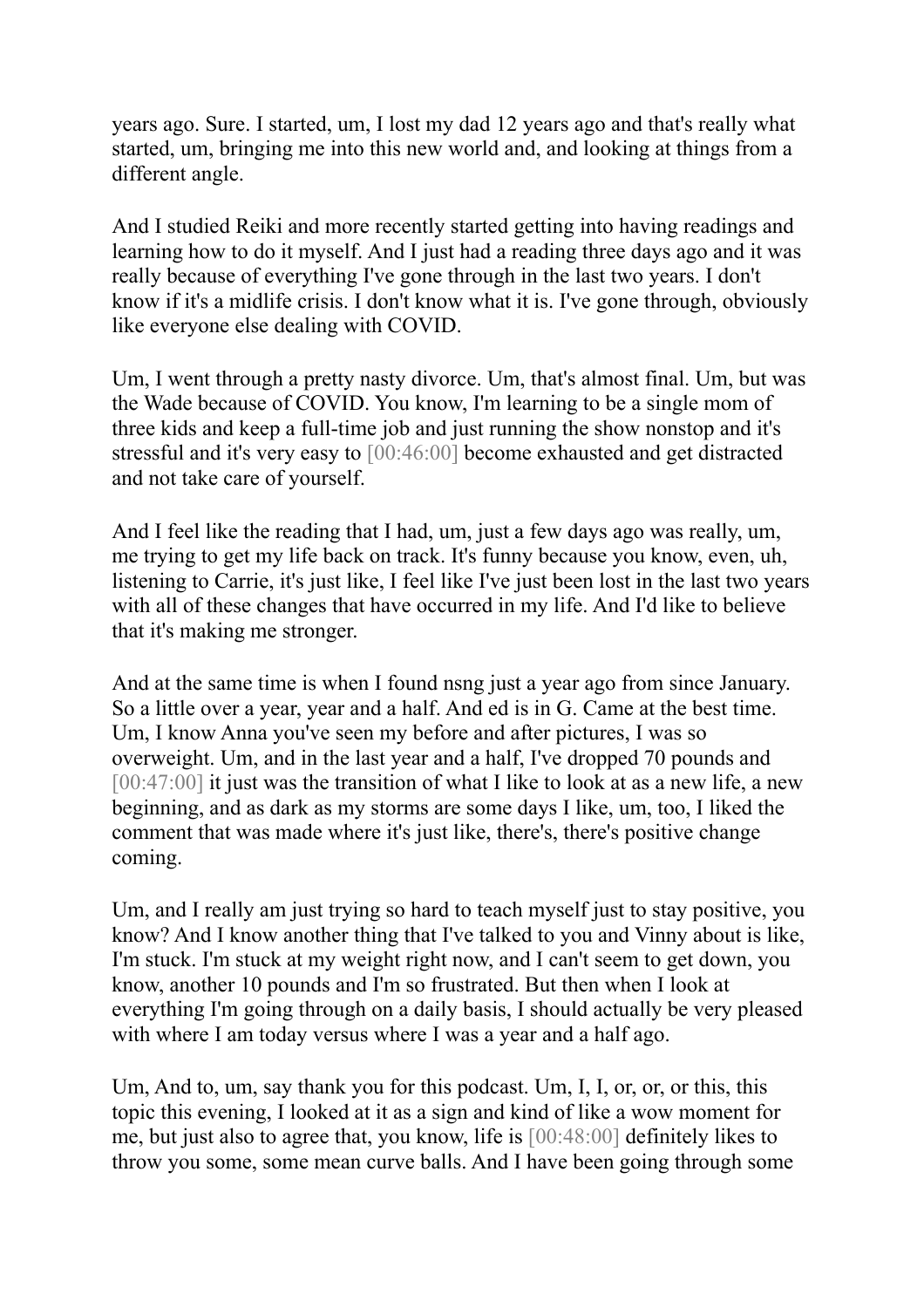years ago. Sure. I started, um, I lost my dad 12 years ago and that's really what started, um, bringing me into this new world and, and looking at things from a different angle.

And I studied Reiki and more recently started getting into having readings and learning how to do it myself. And I just had a reading three days ago and it was really because of everything I've gone through in the last two years. I don't know if it's a midlife crisis. I don't know what it is. I've gone through, obviously like everyone else dealing with COVID.

Um, I went through a pretty nasty divorce. Um, that's almost final. Um, but was the Wade because of COVID. You know, I'm learning to be a single mom of three kids and keep a full-time job and just running the show nonstop and it's stressful and it's very easy to [00:46:00] become exhausted and get distracted and not take care of yourself.

And I feel like the reading that I had, um, just a few days ago was really, um, me trying to get my life back on track. It's funny because you know, even, uh, listening to Carrie, it's just like, I feel like I've just been lost in the last two years with all of these changes that have occurred in my life. And I'd like to believe that it's making me stronger.

And at the same time is when I found nsng just a year ago from since January. So a little over a year, year and a half. And ed is in G. Came at the best time. Um, I know Anna you've seen my before and after pictures, I was so overweight. Um, and in the last year and a half, I've dropped 70 pounds and [00:47:00] it just was the transition of what I like to look at as a new life, a new beginning, and as dark as my storms are some days I like, um, too, I liked the comment that was made where it's just like, there's, there's positive change coming.

Um, and I really am just trying so hard to teach myself just to stay positive, you know? And I know another thing that I've talked to you and Vinny about is like, I'm stuck. I'm stuck at my weight right now, and I can't seem to get down, you know, another 10 pounds and I'm so frustrated. But then when I look at everything I'm going through on a daily basis, I should actually be very pleased with where I am today versus where I was a year and a half ago.

Um, And to, um, say thank you for this podcast. Um, I, I, or, or, or this, this topic this evening, I looked at it as a sign and kind of like a wow moment for me, but just also to agree that, you know, life is [00:48:00] definitely likes to throw you some, some mean curve balls. And I have been going through some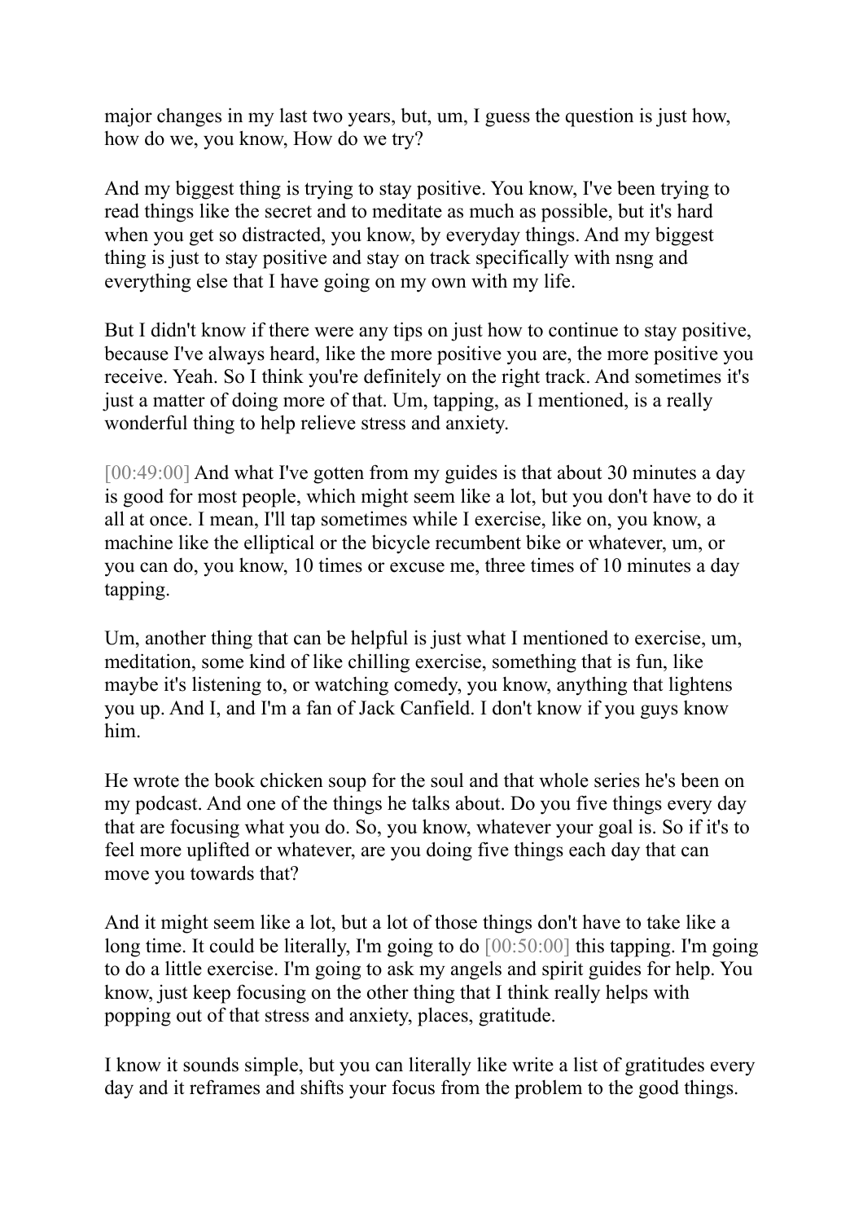major changes in my last two years, but, um, I guess the question is just how, how do we, you know, How do we try?

And my biggest thing is trying to stay positive. You know, I've been trying to read things like the secret and to meditate as much as possible, but it's hard when you get so distracted, you know, by everyday things. And my biggest thing is just to stay positive and stay on track specifically with nsng and everything else that I have going on my own with my life.

But I didn't know if there were any tips on just how to continue to stay positive, because I've always heard, like the more positive you are, the more positive you receive. Yeah. So I think you're definitely on the right track. And sometimes it's just a matter of doing more of that. Um, tapping, as I mentioned, is a really wonderful thing to help relieve stress and anxiety.

[00:49:00] And what I've gotten from my guides is that about 30 minutes a day is good for most people, which might seem like a lot, but you don't have to do it all at once. I mean, I'll tap sometimes while I exercise, like on, you know, a machine like the elliptical or the bicycle recumbent bike or whatever, um, or you can do, you know, 10 times or excuse me, three times of 10 minutes a day tapping.

Um, another thing that can be helpful is just what I mentioned to exercise, um, meditation, some kind of like chilling exercise, something that is fun, like maybe it's listening to, or watching comedy, you know, anything that lightens you up. And I, and I'm a fan of Jack Canfield. I don't know if you guys know him.

He wrote the book chicken soup for the soul and that whole series he's been on my podcast. And one of the things he talks about. Do you five things every day that are focusing what you do. So, you know, whatever your goal is. So if it's to feel more uplifted or whatever, are you doing five things each day that can move you towards that?

And it might seem like a lot, but a lot of those things don't have to take like a long time. It could be literally, I'm going to do [00:50:00] this tapping. I'm going to do a little exercise. I'm going to ask my angels and spirit guides for help. You know, just keep focusing on the other thing that I think really helps with popping out of that stress and anxiety, places, gratitude.

I know it sounds simple, but you can literally like write a list of gratitudes every day and it reframes and shifts your focus from the problem to the good things.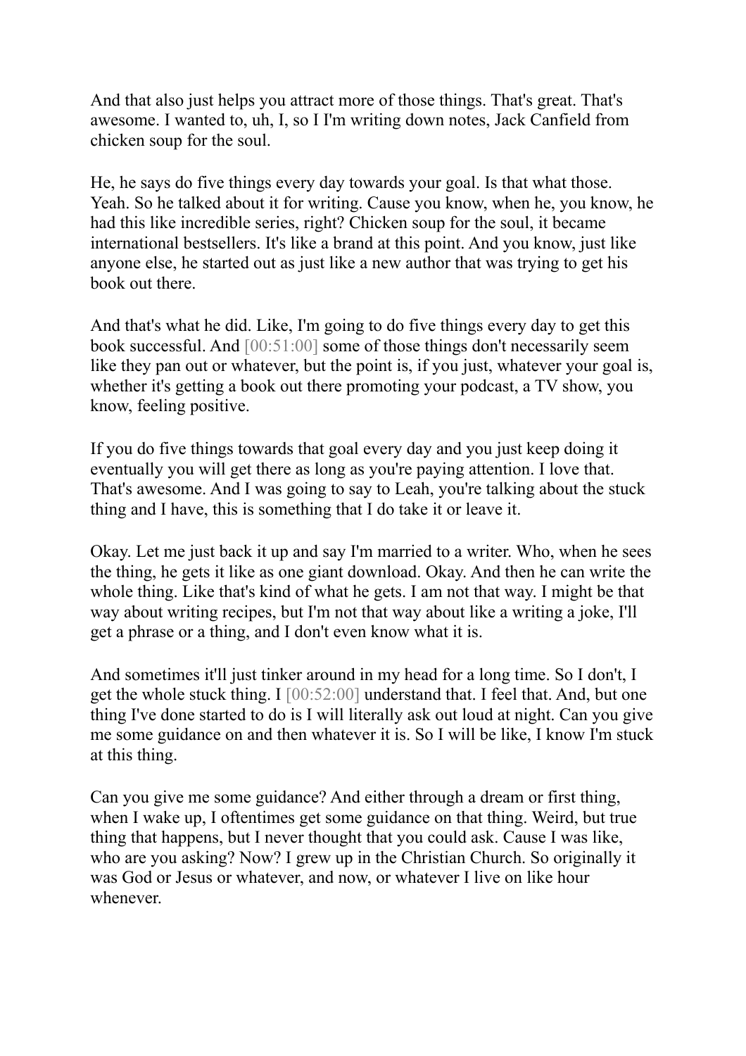And that also just helps you attract more of those things. That's great. That's awesome. I wanted to, uh, I, so I I'm writing down notes, Jack Canfield from chicken soup for the soul.

He, he says do five things every day towards your goal. Is that what those. Yeah. So he talked about it for writing. Cause you know, when he, you know, he had this like incredible series, right? Chicken soup for the soul, it became international bestsellers. It's like a brand at this point. And you know, just like anyone else, he started out as just like a new author that was trying to get his book out there.

And that's what he did. Like, I'm going to do five things every day to get this book successful. And [00:51:00] some of those things don't necessarily seem like they pan out or whatever, but the point is, if you just, whatever your goal is, whether it's getting a book out there promoting your podcast, a TV show, you know, feeling positive.

If you do five things towards that goal every day and you just keep doing it eventually you will get there as long as you're paying attention. I love that. That's awesome. And I was going to say to Leah, you're talking about the stuck thing and I have, this is something that I do take it or leave it.

Okay. Let me just back it up and say I'm married to a writer. Who, when he sees the thing, he gets it like as one giant download. Okay. And then he can write the whole thing. Like that's kind of what he gets. I am not that way. I might be that way about writing recipes, but I'm not that way about like a writing a joke, I'll get a phrase or a thing, and I don't even know what it is.

And sometimes it'll just tinker around in my head for a long time. So I don't, I get the whole stuck thing. I [00:52:00] understand that. I feel that. And, but one thing I've done started to do is I will literally ask out loud at night. Can you give me some guidance on and then whatever it is. So I will be like, I know I'm stuck at this thing.

Can you give me some guidance? And either through a dream or first thing, when I wake up, I oftentimes get some guidance on that thing. Weird, but true thing that happens, but I never thought that you could ask. Cause I was like, who are you asking? Now? I grew up in the Christian Church. So originally it was God or Jesus or whatever, and now, or whatever I live on like hour whenever.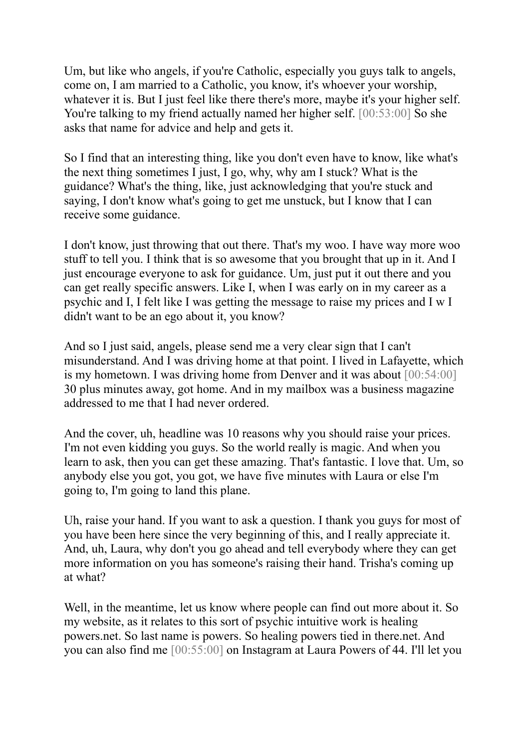Um, but like who angels, if you're Catholic, especially you guys talk to angels, come on, I am married to a Catholic, you know, it's whoever your worship, whatever it is. But I just feel like there there's more, maybe it's your higher self. You're talking to my friend actually named her higher self. [00:53:00] So she asks that name for advice and help and gets it.

So I find that an interesting thing, like you don't even have to know, like what's the next thing sometimes I just, I go, why, why am I stuck? What is the guidance? What's the thing, like, just acknowledging that you're stuck and saying, I don't know what's going to get me unstuck, but I know that I can receive some guidance.

I don't know, just throwing that out there. That's my woo. I have way more woo stuff to tell you. I think that is so awesome that you brought that up in it. And I just encourage everyone to ask for guidance. Um, just put it out there and you can get really specific answers. Like I, when I was early on in my career as a psychic and I, I felt like I was getting the message to raise my prices and I w I didn't want to be an ego about it, you know?

And so I just said, angels, please send me a very clear sign that I can't misunderstand. And I was driving home at that point. I lived in Lafayette, which is my hometown. I was driving home from Denver and it was about [00:54:00] 30 plus minutes away, got home. And in my mailbox was a business magazine addressed to me that I had never ordered.

And the cover, uh, headline was 10 reasons why you should raise your prices. I'm not even kidding you guys. So the world really is magic. And when you learn to ask, then you can get these amazing. That's fantastic. I love that. Um, so anybody else you got, you got, we have five minutes with Laura or else I'm going to, I'm going to land this plane.

Uh, raise your hand. If you want to ask a question. I thank you guys for most of you have been here since the very beginning of this, and I really appreciate it. And, uh, Laura, why don't you go ahead and tell everybody where they can get more information on you has someone's raising their hand. Trisha's coming up at what?

Well, in the meantime, let us know where people can find out more about it. So my website, as it relates to this sort of psychic intuitive work is healing powers.net. So last name is powers. So healing powers tied in there.net. And you can also find me [00:55:00] on Instagram at Laura Powers of 44. I'll let you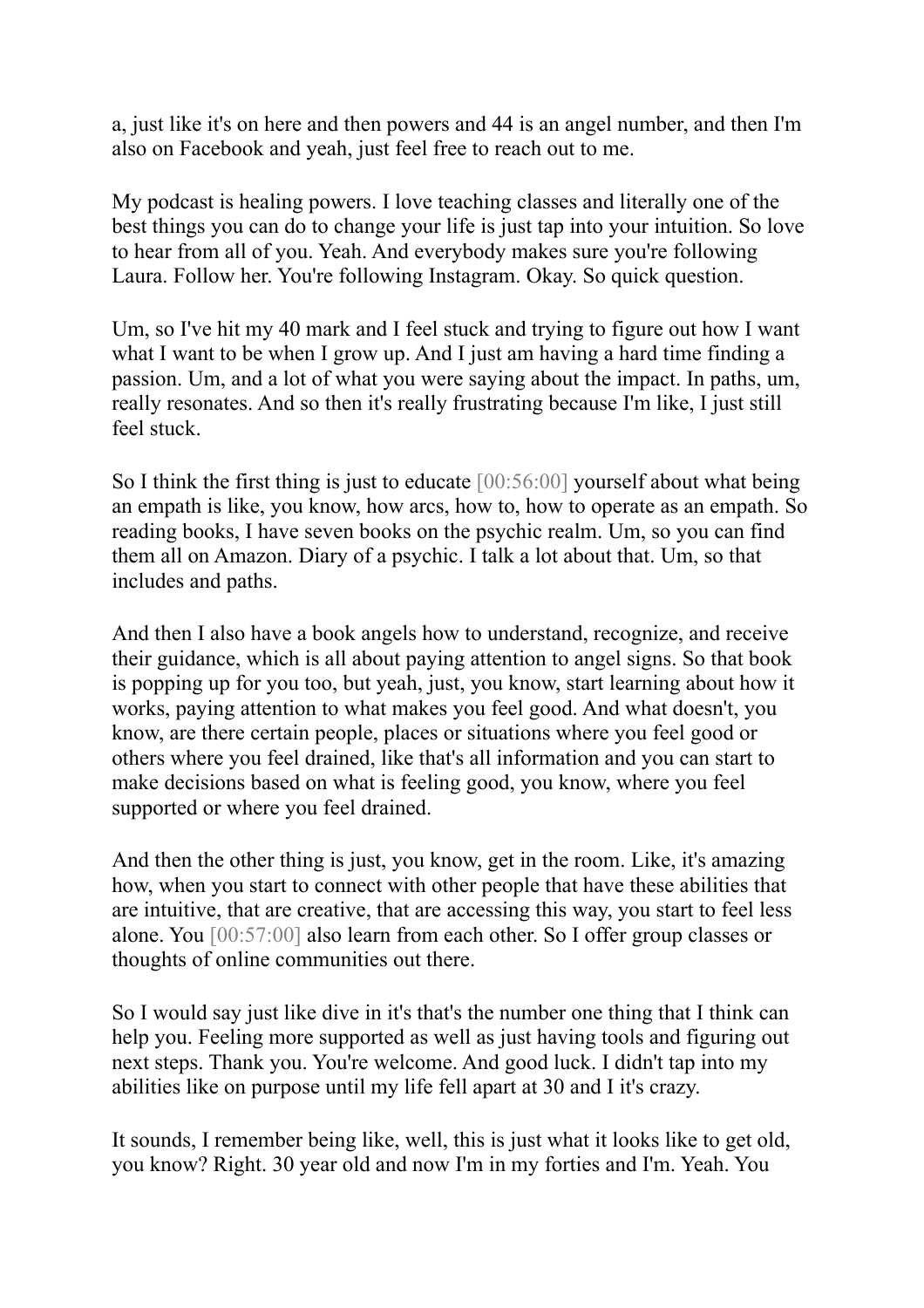a, just like it's on here and then powers and 44 is an angel number, and then I'm also on Facebook and yeah, just feel free to reach out to me.

My podcast is healing powers. I love teaching classes and literally one of the best things you can do to change your life is just tap into your intuition. So love to hear from all of you. Yeah. And everybody makes sure you're following Laura. Follow her. You're following Instagram. Okay. So quick question.

Um, so I've hit my 40 mark and I feel stuck and trying to figure out how I want what I want to be when I grow up. And I just am having a hard time finding a passion. Um, and a lot of what you were saying about the impact. In paths, um, really resonates. And so then it's really frustrating because I'm like, I just still feel stuck.

So I think the first thing is just to educate [00:56:00] yourself about what being an empath is like, you know, how arcs, how to, how to operate as an empath. So reading books, I have seven books on the psychic realm. Um, so you can find them all on Amazon. Diary of a psychic. I talk a lot about that. Um, so that includes and paths.

And then I also have a book angels how to understand, recognize, and receive their guidance, which is all about paying attention to angel signs. So that book is popping up for you too, but yeah, just, you know, start learning about how it works, paying attention to what makes you feel good. And what doesn't, you know, are there certain people, places or situations where you feel good or others where you feel drained, like that's all information and you can start to make decisions based on what is feeling good, you know, where you feel supported or where you feel drained.

And then the other thing is just, you know, get in the room. Like, it's amazing how, when you start to connect with other people that have these abilities that are intuitive, that are creative, that are accessing this way, you start to feel less alone. You [00:57:00] also learn from each other. So I offer group classes or thoughts of online communities out there.

So I would say just like dive in it's that's the number one thing that I think can help you. Feeling more supported as well as just having tools and figuring out next steps. Thank you. You're welcome. And good luck. I didn't tap into my abilities like on purpose until my life fell apart at 30 and I it's crazy.

It sounds, I remember being like, well, this is just what it looks like to get old, you know? Right. 30 year old and now I'm in my forties and I'm. Yeah. You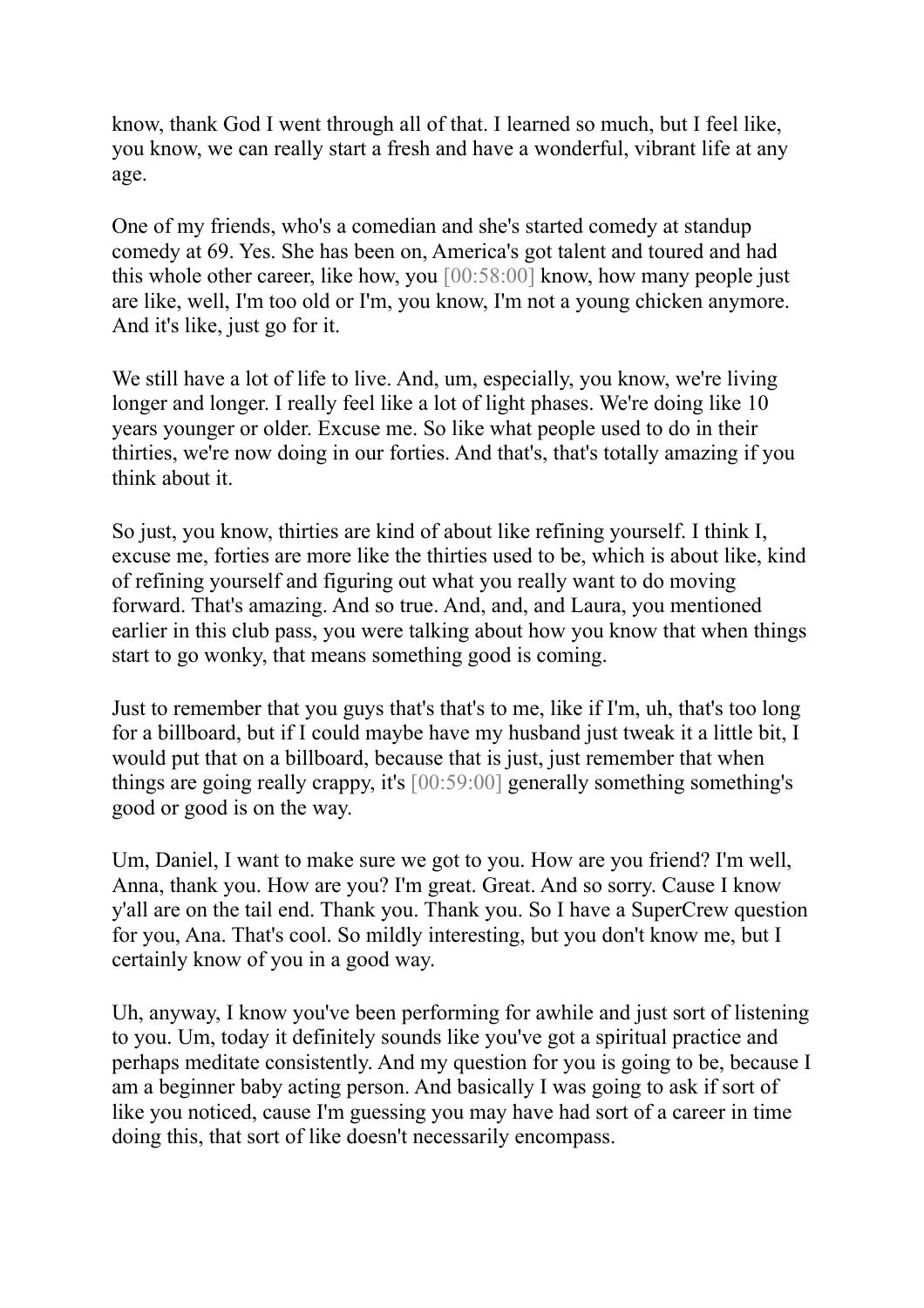know, thank God I went through all of that. I learned so much, but I feel like, you know, we can really start a fresh and have a wonderful, vibrant life at any age.

One of my friends, who's a comedian and she's started comedy at standup comedy at 69. Yes. She has been on, America's got talent and toured and had this whole other career, like how, you [00:58:00] know, how many people just are like, well, I'm too old or I'm, you know, I'm not a young chicken anymore. And it's like, just go for it.

We still have a lot of life to live. And, um, especially, you know, we're living longer and longer. I really feel like a lot of light phases. We're doing like 10 years younger or older. Excuse me. So like what people used to do in their thirties, we're now doing in our forties. And that's, that's totally amazing if you think about it.

So just, you know, thirties are kind of about like refining yourself. I think I, excuse me, forties are more like the thirties used to be, which is about like, kind of refining yourself and figuring out what you really want to do moving forward. That's amazing. And so true. And, and, and Laura, you mentioned earlier in this club pass, you were talking about how you know that when things start to go wonky, that means something good is coming.

Just to remember that you guys that's that's to me, like if I'm, uh, that's too long for a billboard, but if I could maybe have my husband just tweak it a little bit, I would put that on a billboard, because that is just, just remember that when things are going really crappy, it's [00:59:00] generally something something's good or good is on the way.

Um, Daniel, I want to make sure we got to you. How are you friend? I'm well, Anna, thank you. How are you? I'm great. Great. And so sorry. Cause I know y'all are on the tail end. Thank you. Thank you. So I have a SuperCrew question for you, Ana. That's cool. So mildly interesting, but you don't know me, but I certainly know of you in a good way.

Uh, anyway, I know you've been performing for awhile and just sort of listening to you. Um, today it definitely sounds like you've got a spiritual practice and perhaps meditate consistently. And my question for you is going to be, because I am a beginner baby acting person. And basically I was going to ask if sort of like you noticed, cause I'm guessing you may have had sort of a career in time doing this, that sort of like doesn't necessarily encompass.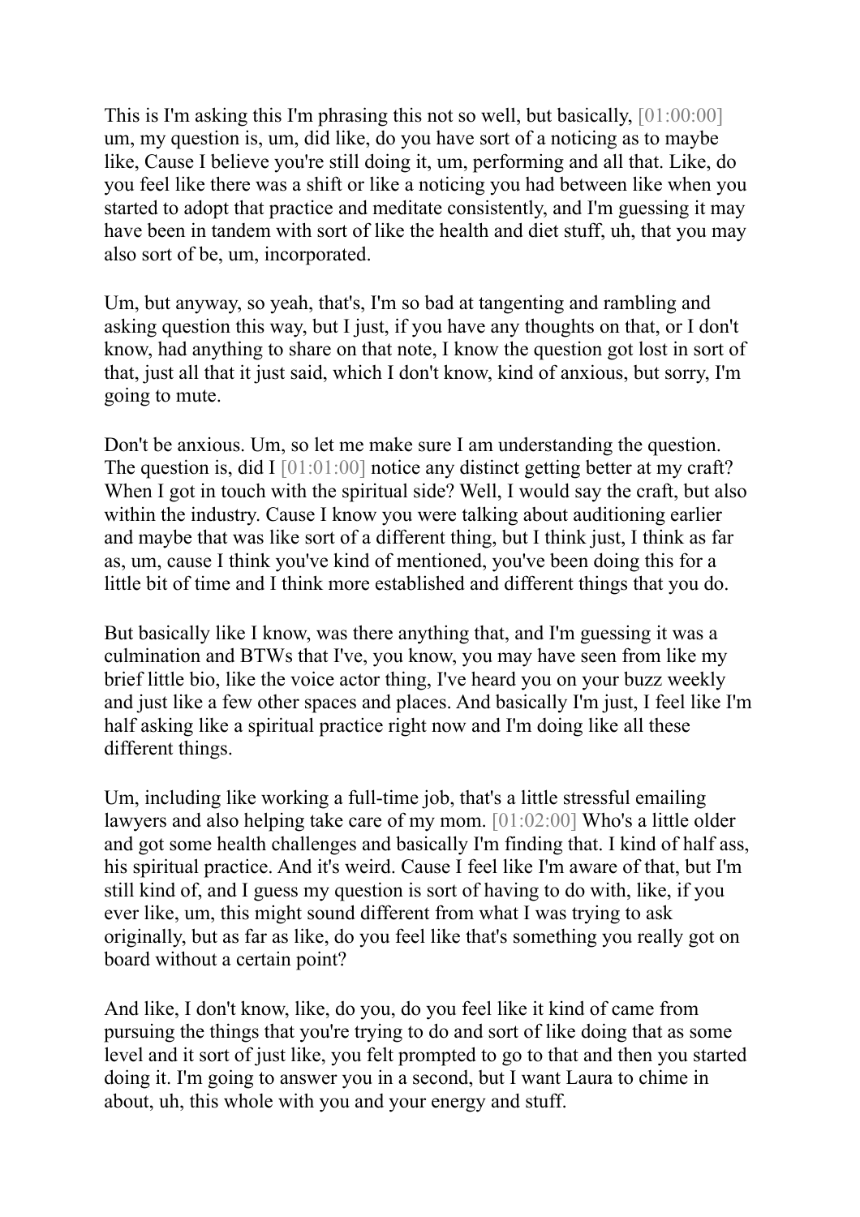This is I'm asking this I'm phrasing this not so well, but basically, [01:00:00] um, my question is, um, did like, do you have sort of a noticing as to maybe like, Cause I believe you're still doing it, um, performing and all that. Like, do you feel like there was a shift or like a noticing you had between like when you started to adopt that practice and meditate consistently, and I'm guessing it may have been in tandem with sort of like the health and diet stuff, uh, that you may also sort of be, um, incorporated.

Um, but anyway, so yeah, that's, I'm so bad at tangenting and rambling and asking question this way, but I just, if you have any thoughts on that, or I don't know, had anything to share on that note, I know the question got lost in sort of that, just all that it just said, which I don't know, kind of anxious, but sorry, I'm going to mute.

Don't be anxious. Um, so let me make sure I am understanding the question. The question is, did I [01:01:00] notice any distinct getting better at my craft? When I got in touch with the spiritual side? Well, I would say the craft, but also within the industry. Cause I know you were talking about auditioning earlier and maybe that was like sort of a different thing, but I think just, I think as far as, um, cause I think you've kind of mentioned, you've been doing this for a little bit of time and I think more established and different things that you do.

But basically like I know, was there anything that, and I'm guessing it was a culmination and BTWs that I've, you know, you may have seen from like my brief little bio, like the voice actor thing, I've heard you on your buzz weekly and just like a few other spaces and places. And basically I'm just, I feel like I'm half asking like a spiritual practice right now and I'm doing like all these different things.

Um, including like working a full-time job, that's a little stressful emailing lawyers and also helping take care of my mom. [01:02:00] Who's a little older and got some health challenges and basically I'm finding that. I kind of half ass, his spiritual practice. And it's weird. Cause I feel like I'm aware of that, but I'm still kind of, and I guess my question is sort of having to do with, like, if you ever like, um, this might sound different from what I was trying to ask originally, but as far as like, do you feel like that's something you really got on board without a certain point?

And like, I don't know, like, do you, do you feel like it kind of came from pursuing the things that you're trying to do and sort of like doing that as some level and it sort of just like, you felt prompted to go to that and then you started doing it. I'm going to answer you in a second, but I want Laura to chime in about, uh, this whole with you and your energy and stuff.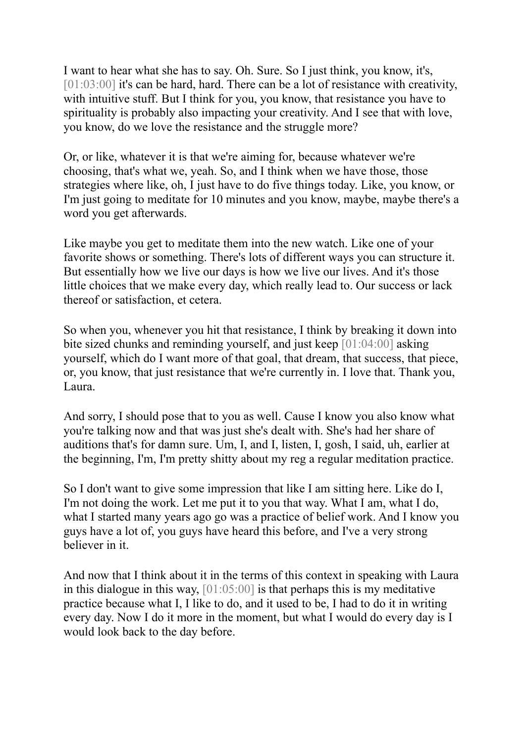I want to hear what she has to say. Oh. Sure. So I just think, you know, it's, [01:03:00] it's can be hard, hard. There can be a lot of resistance with creativity, with intuitive stuff. But I think for you, you know, that resistance you have to spirituality is probably also impacting your creativity. And I see that with love, you know, do we love the resistance and the struggle more?

Or, or like, whatever it is that we're aiming for, because whatever we're choosing, that's what we, yeah. So, and I think when we have those, those strategies where like, oh, I just have to do five things today. Like, you know, or I'm just going to meditate for 10 minutes and you know, maybe, maybe there's a word you get afterwards.

Like maybe you get to meditate them into the new watch. Like one of your favorite shows or something. There's lots of different ways you can structure it. But essentially how we live our days is how we live our lives. And it's those little choices that we make every day, which really lead to. Our success or lack thereof or satisfaction, et cetera.

So when you, whenever you hit that resistance, I think by breaking it down into bite sized chunks and reminding yourself, and just keep [01:04:00] asking yourself, which do I want more of that goal, that dream, that success, that piece, or, you know, that just resistance that we're currently in. I love that. Thank you, Laura.

And sorry, I should pose that to you as well. Cause I know you also know what you're talking now and that was just she's dealt with. She's had her share of auditions that's for damn sure. Um, I, and I, listen, I, gosh, I said, uh, earlier at the beginning, I'm, I'm pretty shitty about my reg a regular meditation practice.

So I don't want to give some impression that like I am sitting here. Like do I, I'm not doing the work. Let me put it to you that way. What I am, what I do, what I started many years ago go was a practice of belief work. And I know you guys have a lot of, you guys have heard this before, and I've a very strong believer in it.

And now that I think about it in the terms of this context in speaking with Laura in this dialogue in this way, [01:05:00] is that perhaps this is my meditative practice because what I, I like to do, and it used to be, I had to do it in writing every day. Now I do it more in the moment, but what I would do every day is I would look back to the day before.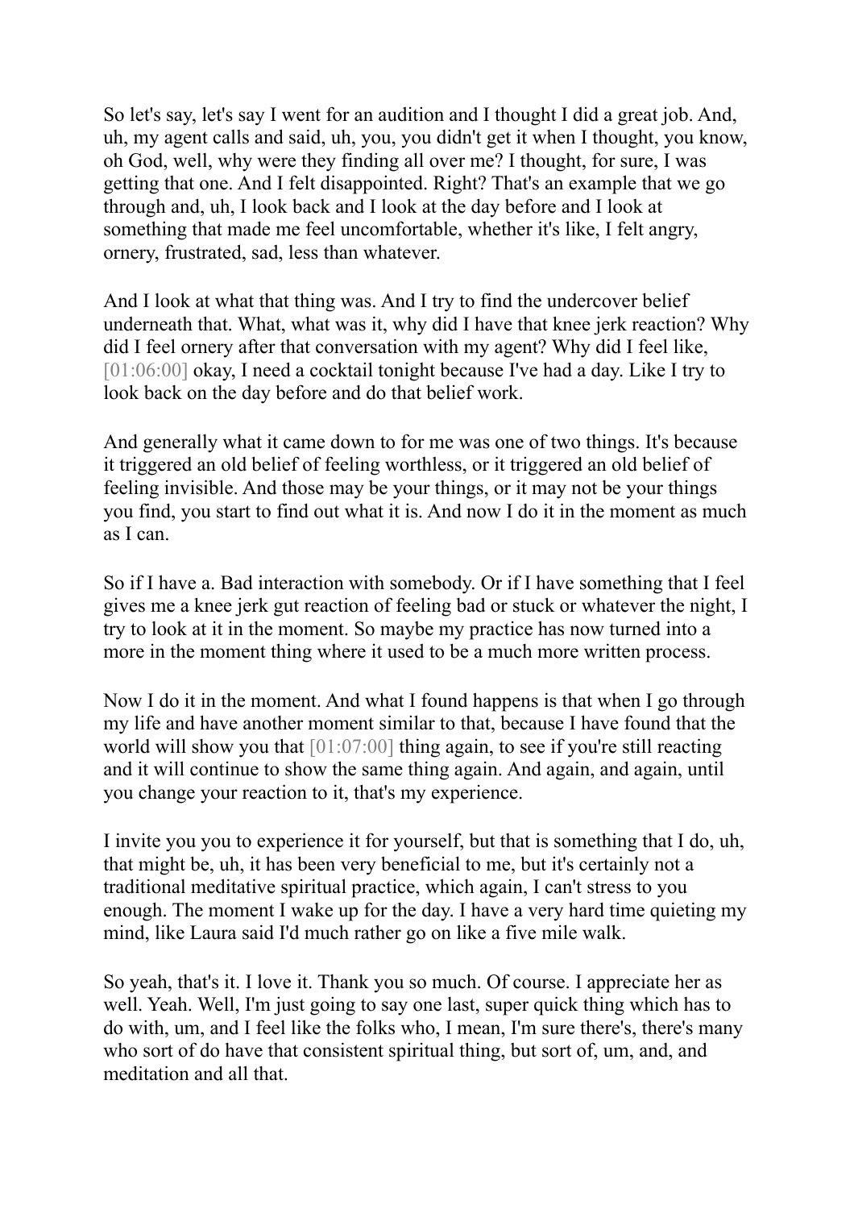So let's say, let's say I went for an audition and I thought I did a great job. And, uh, my agent calls and said, uh, you, you didn't get it when I thought, you know, oh God, well, why were they finding all over me? I thought, for sure, I was getting that one. And I felt disappointed. Right? That's an example that we go through and, uh, I look back and I look at the day before and I look at something that made me feel uncomfortable, whether it's like, I felt angry, ornery, frustrated, sad, less than whatever.

And I look at what that thing was. And I try to find the undercover belief underneath that. What, what was it, why did I have that knee jerk reaction? Why did I feel ornery after that conversation with my agent? Why did I feel like, [01:06:00] okay, I need a cocktail tonight because I've had a day. Like I try to look back on the day before and do that belief work.

And generally what it came down to for me was one of two things. It's because it triggered an old belief of feeling worthless, or it triggered an old belief of feeling invisible. And those may be your things, or it may not be your things you find, you start to find out what it is. And now I do it in the moment as much as I can.

So if I have a. Bad interaction with somebody. Or if I have something that I feel gives me a knee jerk gut reaction of feeling bad or stuck or whatever the night, I try to look at it in the moment. So maybe my practice has now turned into a more in the moment thing where it used to be a much more written process.

Now I do it in the moment. And what I found happens is that when I go through my life and have another moment similar to that, because I have found that the world will show you that [01:07:00] thing again, to see if you're still reacting and it will continue to show the same thing again. And again, and again, until you change your reaction to it, that's my experience.

I invite you you to experience it for yourself, but that is something that I do, uh, that might be, uh, it has been very beneficial to me, but it's certainly not a traditional meditative spiritual practice, which again, I can't stress to you enough. The moment I wake up for the day. I have a very hard time quieting my mind, like Laura said I'd much rather go on like a five mile walk.

So yeah, that's it. I love it. Thank you so much. Of course. I appreciate her as well. Yeah. Well, I'm just going to say one last, super quick thing which has to do with, um, and I feel like the folks who, I mean, I'm sure there's, there's many who sort of do have that consistent spiritual thing, but sort of, um, and, and meditation and all that.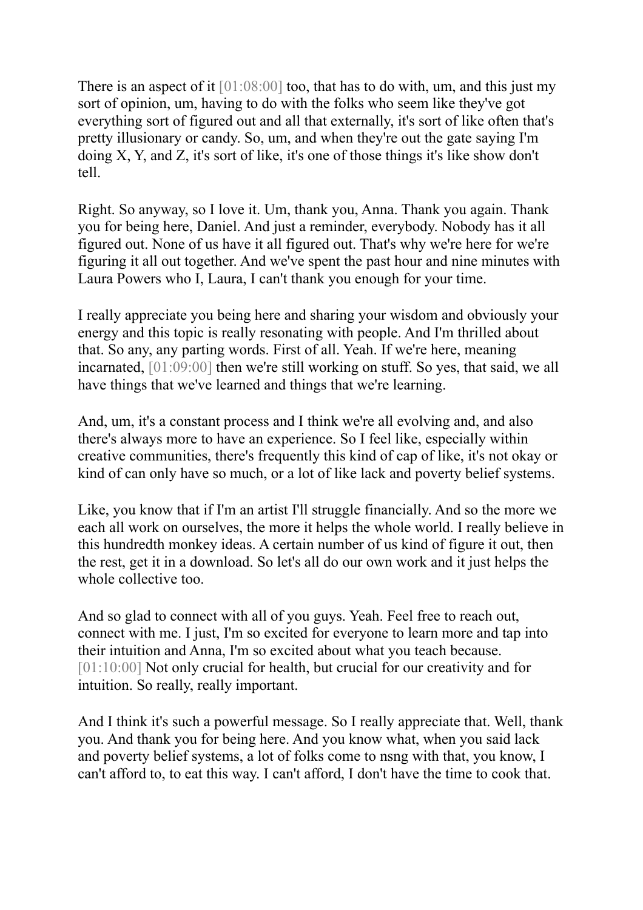There is an aspect of it [01:08:00] too, that has to do with, um, and this just my sort of opinion, um, having to do with the folks who seem like they've got everything sort of figured out and all that externally, it's sort of like often that's pretty illusionary or candy. So, um, and when they're out the gate saying I'm doing X, Y, and Z, it's sort of like, it's one of those things it's like show don't tell.

Right. So anyway, so I love it. Um, thank you, Anna. Thank you again. Thank you for being here, Daniel. And just a reminder, everybody. Nobody has it all figured out. None of us have it all figured out. That's why we're here for we're figuring it all out together. And we've spent the past hour and nine minutes with Laura Powers who I, Laura, I can't thank you enough for your time.

I really appreciate you being here and sharing your wisdom and obviously your energy and this topic is really resonating with people. And I'm thrilled about that. So any, any parting words. First of all. Yeah. If we're here, meaning incarnated, [01:09:00] then we're still working on stuff. So yes, that said, we all have things that we've learned and things that we're learning.

And, um, it's a constant process and I think we're all evolving and, and also there's always more to have an experience. So I feel like, especially within creative communities, there's frequently this kind of cap of like, it's not okay or kind of can only have so much, or a lot of like lack and poverty belief systems.

Like, you know that if I'm an artist I'll struggle financially. And so the more we each all work on ourselves, the more it helps the whole world. I really believe in this hundredth monkey ideas. A certain number of us kind of figure it out, then the rest, get it in a download. So let's all do our own work and it just helps the whole collective too.

And so glad to connect with all of you guys. Yeah. Feel free to reach out, connect with me. I just, I'm so excited for everyone to learn more and tap into their intuition and Anna, I'm so excited about what you teach because. [01:10:00] Not only crucial for health, but crucial for our creativity and for intuition. So really, really important.

And I think it's such a powerful message. So I really appreciate that. Well, thank you. And thank you for being here. And you know what, when you said lack and poverty belief systems, a lot of folks come to nsng with that, you know, I can't afford to, to eat this way. I can't afford, I don't have the time to cook that.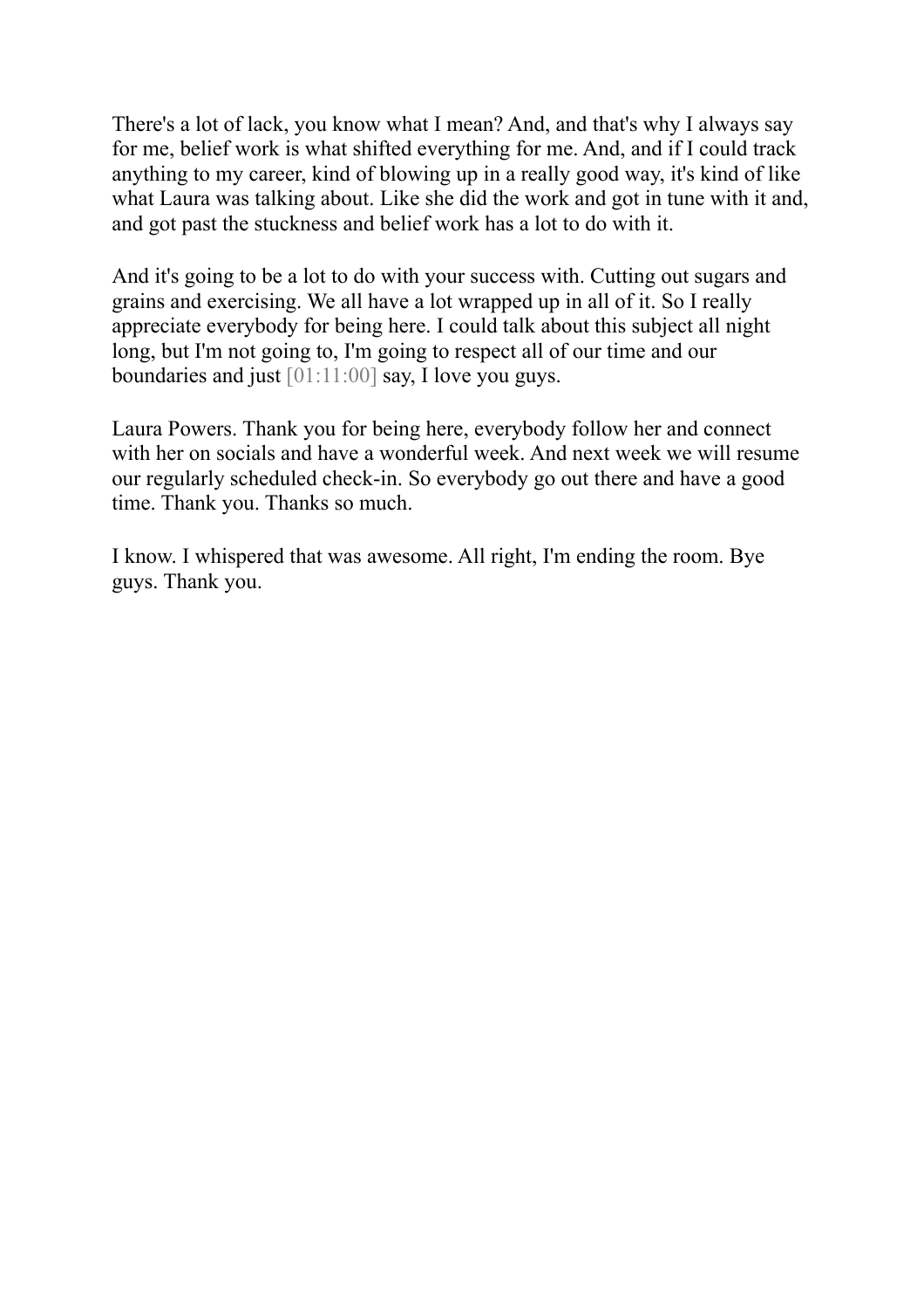There's a lot of lack, you know what I mean? And, and that's why I always say for me, belief work is what shifted everything for me. And, and if I could track anything to my career, kind of blowing up in a really good way, it's kind of like what Laura was talking about. Like she did the work and got in tune with it and, and got past the stuckness and belief work has a lot to do with it.

And it's going to be a lot to do with your success with. Cutting out sugars and grains and exercising. We all have a lot wrapped up in all of it. So I really appreciate everybody for being here. I could talk about this subject all night long, but I'm not going to, I'm going to respect all of our time and our boundaries and just [01:11:00] say, I love you guys.

Laura Powers. Thank you for being here, everybody follow her and connect with her on socials and have a wonderful week. And next week we will resume our regularly scheduled check-in. So everybody go out there and have a good time. Thank you. Thanks so much.

I know. I whispered that was awesome. All right, I'm ending the room. Bye guys. Thank you.